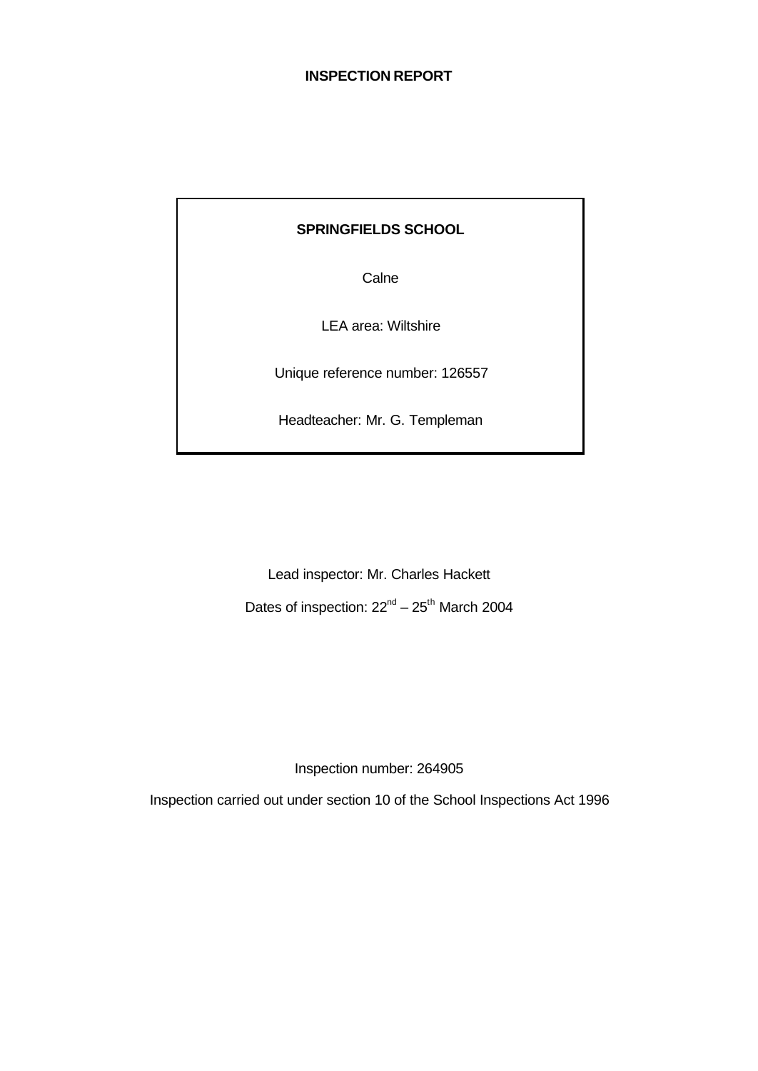# INSPECTION REPORT

**SPRINGFIELDS SCHOOL**

Calne

LEA area: Wiltshire

Unique reference number: 126557

Headteacher: Mr. G. Templeman

Lead inspector: Mr. Charles Hackett

Dates of inspection: 22nd – 25th March 2004

Inspection number: 264905

Inspection carried out under section 10 of the School Inspections Act 1996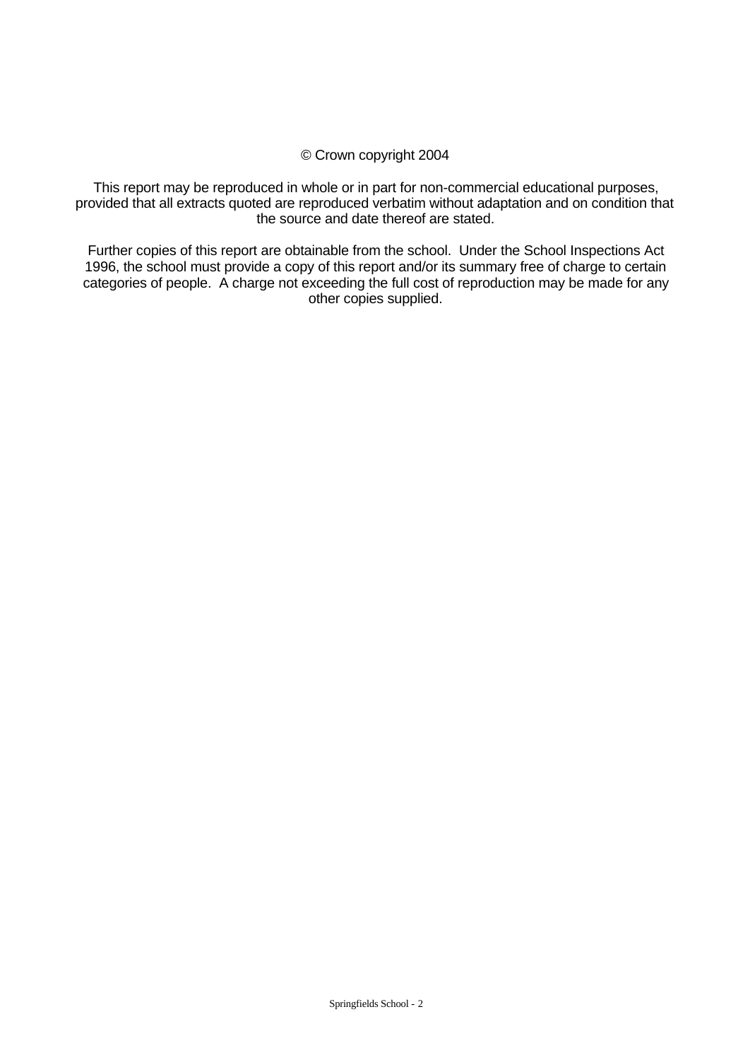© Crown copyright 2004

This report may be reproduced in whole or in part for non-commercial educational purposes, provided that all extracts quoted are reproduced verbatim without adaptation and on condition that the source and date thereof are stated.

Further copies of this report are obtainable from the school. Under the School Inspections Act 1996, the school must provide a copy of this report and/or its summary free of charge to certain categories of people. A charge not exceeding the full cost of reproduction may be made for any other copies supplied.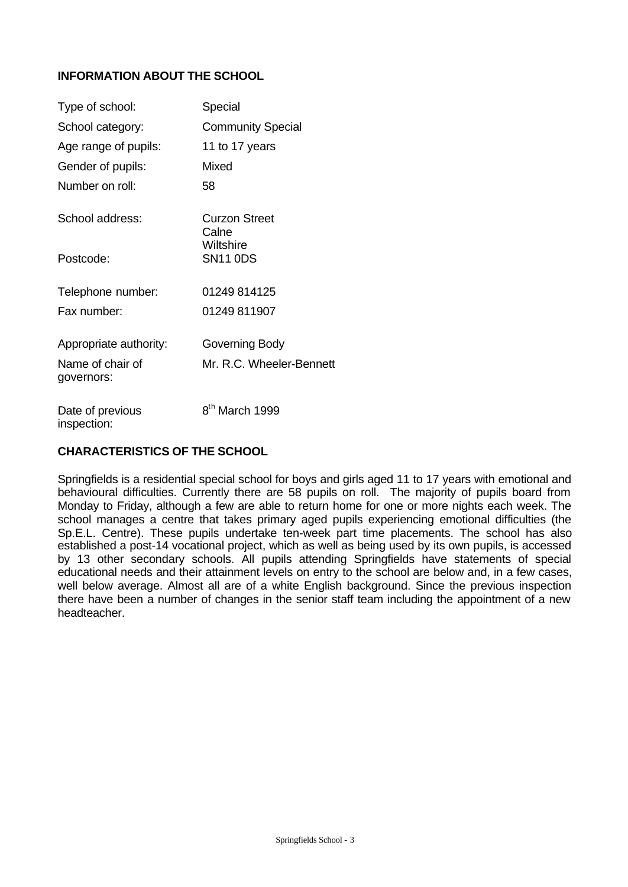## INFORMATION ABOUT THE SCHOOL

| | |
|---|---|
| Type of school: | Special |
| School category: | Community Special |
| Age range of pupils: | 11 to 17 years |
| Gender of pupils: | Mixed |
| Number on roll: | 58 |
| School address: | Curzon Street<br>Calne<br>Wiltshire |
| Postcode: | SN11 0DS |
| Telephone number: | 01249 814125 |
| Fax number: | 01249 811907 |
| Appropriate authority: | Governing Body |
| Name of chair of governors: | Mr. R.C. Wheeler-Bennett |
| Date of previous inspection: | 8th March 1999 |

## CHARACTERISTICS OF THE SCHOOL

Springfields is a residential special school for boys and girls aged 11 to 17 years with emotional and behavioural difficulties. Currently there are 58 pupils on roll. The majority of pupils board from Monday to Friday, although a few are able to return home for one or more nights each week. The school manages a centre that takes primary aged pupils experiencing emotional difficulties (the Sp.E.L. Centre). These pupils undertake ten-week part time placements. The school has also established a post-14 vocational project, which as well as being used by its own pupils, is accessed by 13 other secondary schools. All pupils attending Springfields have statements of special educational needs and their attainment levels on entry to the school are below and, in a few cases, well below average. Almost all are of a white English background. Since the previous inspection there have been a number of changes in the senior staff team including the appointment of a new headteacher.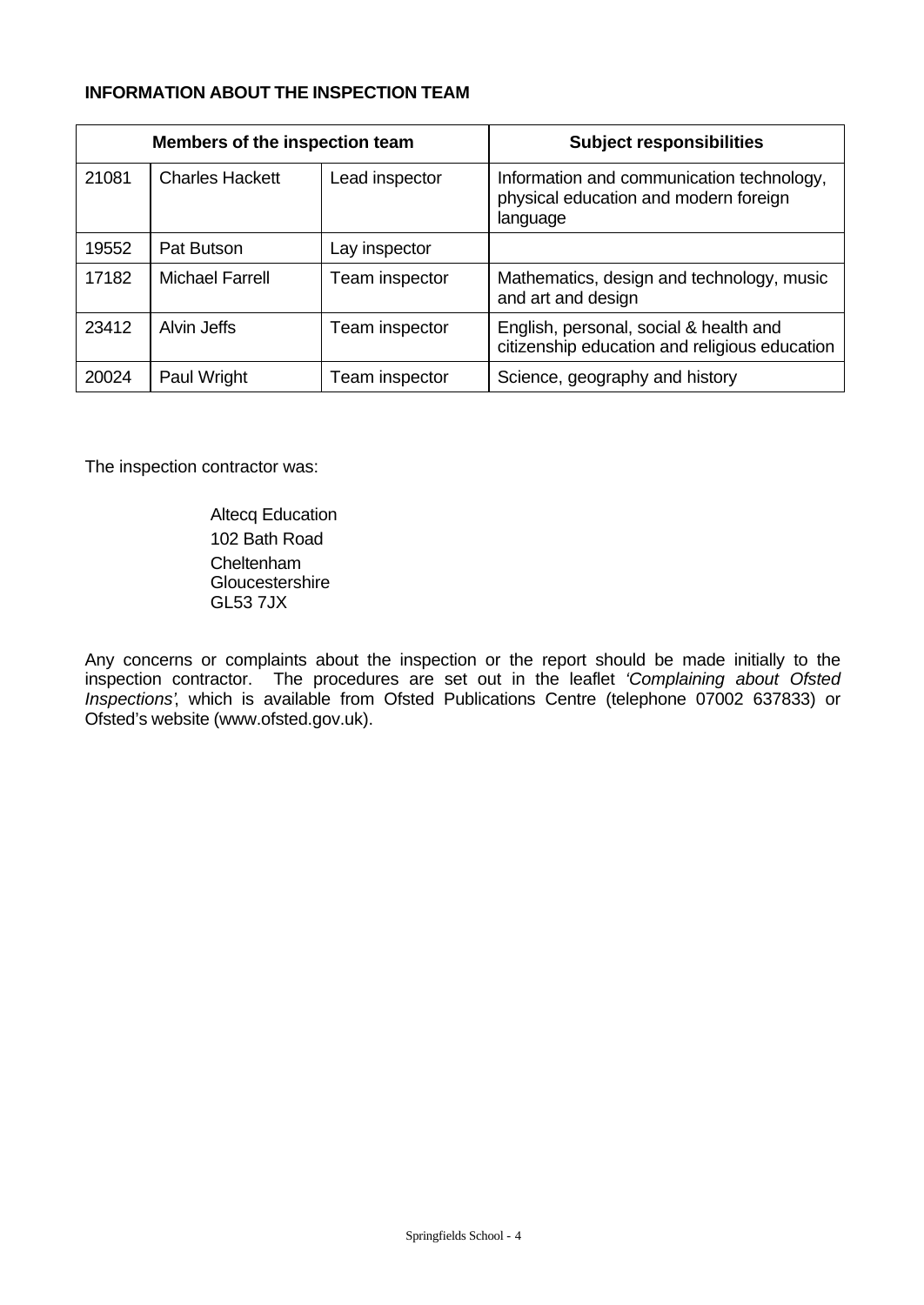**INFORMATION ABOUT THE INSPECTION TEAM**

| Members of the inspection team | | | Subject responsibilities |
|---|---|---|---|
| 21081 | Charles Hackett | Lead inspector | Information and communication technology, physical education and modern foreign language |
| 19552 | Pat Butson | Lay inspector | |
| 17182 | Michael Farrell | Team inspector | Mathematics, design and technology, music and art and design |
| 23412 | Alvin Jeffs | Team inspector | English, personal, social & health and citizenship education and religious education |
| 20024 | Paul Wright | Team inspector | Science, geography and history |

The inspection contractor was:

Altecq Education
102 Bath Road
Cheltenham
Gloucestershire
GL53 7JX

Any concerns or complaints about the inspection or the report should be made initially to the inspection contractor. The procedures are set out in the leaflet *'Complaining about Ofsted Inspections'*, which is available from Ofsted Publications Centre (telephone 07002 637833) or Ofsted's website (www.ofsted.gov.uk).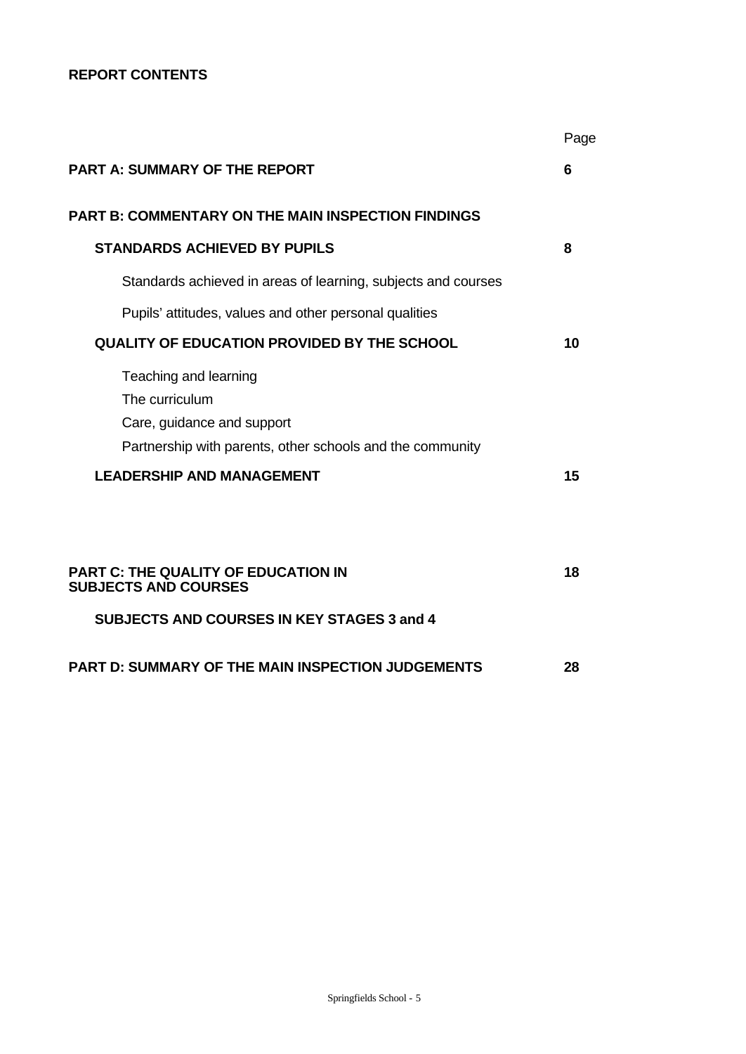**REPORT CONTENTS**

| | Page |
|---|---|
| **PART A: SUMMARY OF THE REPORT** | **6** |
| **PART B: COMMENTARY ON THE MAIN INSPECTION FINDINGS** | |
| **STANDARDS ACHIEVED BY PUPILS** | **8** |
| Standards achieved in areas of learning, subjects and courses | |
| Pupils' attitudes, values and other personal qualities | |
| **QUALITY OF EDUCATION PROVIDED BY THE SCHOOL** | **10** |
| Teaching and learning | |
| The curriculum | |
| Care, guidance and support | |
| Partnership with parents, other schools and the community | |
| **LEADERSHIP AND MANAGEMENT** | **15** |
| **PART C: THE QUALITY OF EDUCATION IN SUBJECTS AND COURSES** | **18** |
| **SUBJECTS AND COURSES IN KEY STAGES 3 and 4** | |
| **PART D: SUMMARY OF THE MAIN INSPECTION JUDGEMENTS** | **28** |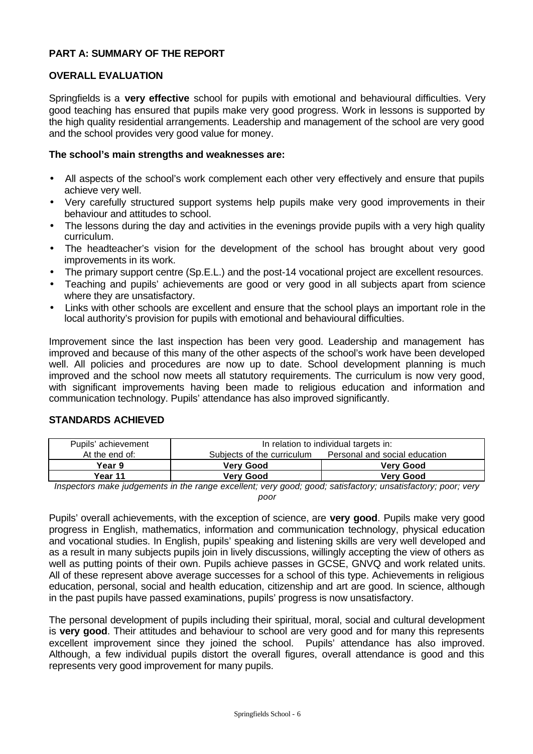## PART A: SUMMARY OF THE REPORT

### OVERALL EVALUATION

Springfields is a **very effective** school for pupils with emotional and behavioural difficulties. Very good teaching has ensured that pupils make very good progress. Work in lessons is supported by the high quality residential arrangements. Leadership and management of the school are very good and the school provides very good value for money.

**The school's main strengths and weaknesses are:**

- All aspects of the school's work complement each other very effectively and ensure that pupils achieve very well.
- Very carefully structured support systems help pupils make very good improvements in their behaviour and attitudes to school.
- The lessons during the day and activities in the evenings provide pupils with a very high quality curriculum.
- The headteacher's vision for the development of the school has brought about very good improvements in its work.
- The primary support centre (Sp.E.L.) and the post-14 vocational project are excellent resources.
- Teaching and pupils' achievements are good or very good in all subjects apart from science where they are unsatisfactory.
- Links with other schools are excellent and ensure that the school plays an important role in the local authority's provision for pupils with emotional and behavioural difficulties.

Improvement since the last inspection has been very good. Leadership and management has improved and because of this many of the other aspects of the school's work have been developed well. All policies and procedures are now up to date. School development planning is much improved and the school now meets all statutory requirements. The curriculum is now very good, with significant improvements having been made to religious education and information and communication technology. Pupils' attendance has also improved significantly.

### STANDARDS ACHIEVED

| Pupils' achievement<br>At the end of: | In relation to individual targets in:<br>Subjects of the curriculum | Personal and social education |
|---|---|---|
| **Year 9** | **Very Good** | **Very Good** |
| **Year 11** | **Very Good** | **Very Good** |

*Inspectors make judgements in the range excellent; very good; good; satisfactory; unsatisfactory; poor; very poor*

Pupils' overall achievements, with the exception of science, are **very good**. Pupils make very good progress in English, mathematics, information and communication technology, physical education and vocational studies. In English, pupils' speaking and listening skills are very well developed and as a result in many subjects pupils join in lively discussions, willingly accepting the view of others as well as putting points of their own. Pupils achieve passes in GCSE, GNVQ and work related units. All of these represent above average successes for a school of this type. Achievements in religious education, personal, social and health education, citizenship and art are good. In science, although in the past pupils have passed examinations, pupils' progress is now unsatisfactory.

The personal development of pupils including their spiritual, moral, social and cultural development is **very good**. Their attitudes and behaviour to school are very good and for many this represents excellent improvement since they joined the school. Pupils' attendance has also improved. Although, a few individual pupils distort the overall figures, overall attendance is good and this represents very good improvement for many pupils.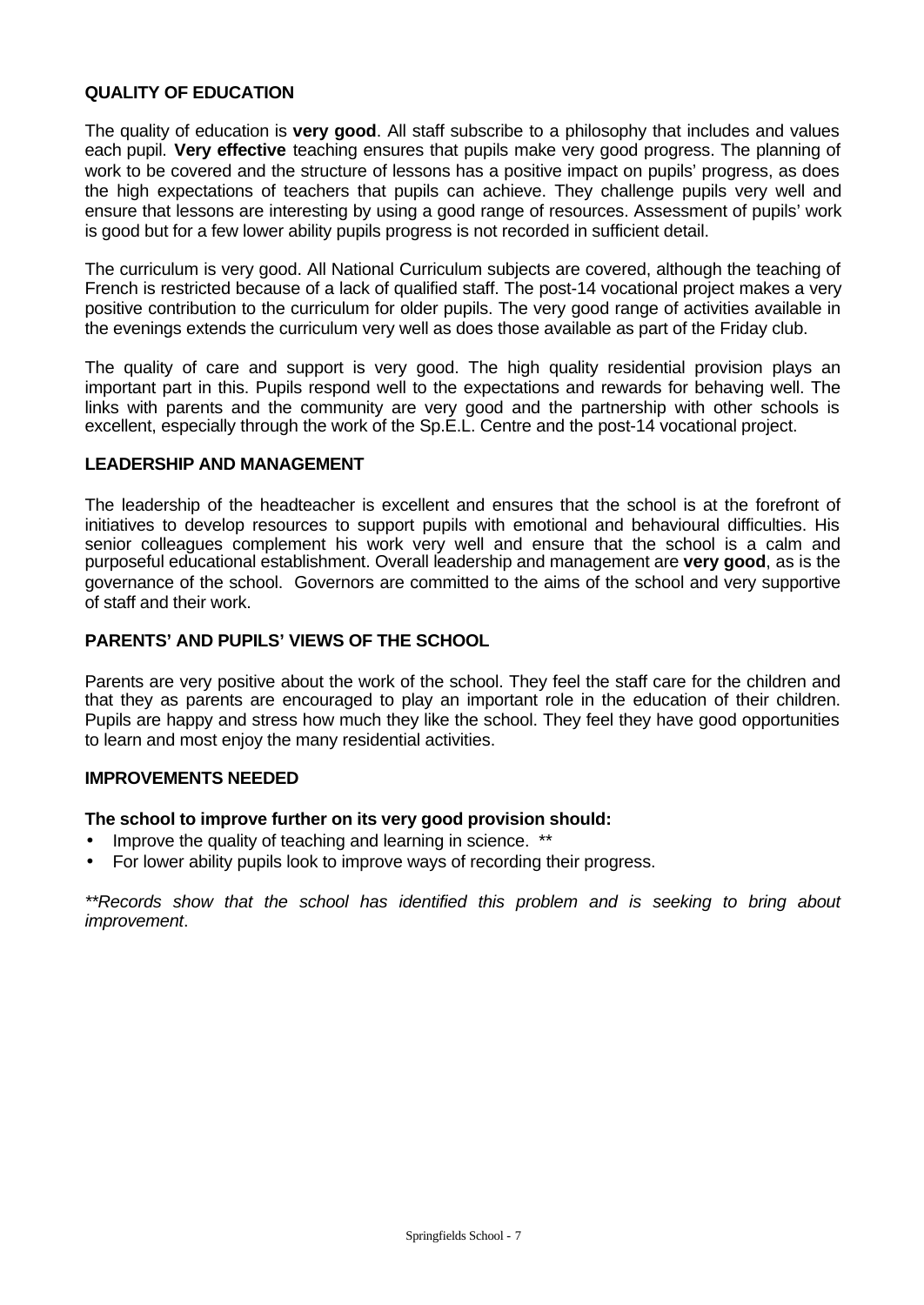### QUALITY OF EDUCATION

The quality of education is **very good**. All staff subscribe to a philosophy that includes and values each pupil. **Very effective** teaching ensures that pupils make very good progress. The planning of work to be covered and the structure of lessons has a positive impact on pupils' progress, as does the high expectations of teachers that pupils can achieve. They challenge pupils very well and ensure that lessons are interesting by using a good range of resources. Assessment of pupils' work is good but for a few lower ability pupils progress is not recorded in sufficient detail.

The curriculum is very good. All National Curriculum subjects are covered, although the teaching of French is restricted because of a lack of qualified staff. The post-14 vocational project makes a very positive contribution to the curriculum for older pupils. The very good range of activities available in the evenings extends the curriculum very well as does those available as part of the Friday club.

The quality of care and support is very good. The high quality residential provision plays an important part in this. Pupils respond well to the expectations and rewards for behaving well. The links with parents and the community are very good and the partnership with other schools is excellent, especially through the work of the Sp.E.L. Centre and the post-14 vocational project.

### LEADERSHIP AND MANAGEMENT

The leadership of the headteacher is excellent and ensures that the school is at the forefront of initiatives to develop resources to support pupils with emotional and behavioural difficulties. His senior colleagues complement his work very well and ensure that the school is a calm and purposeful educational establishment. Overall leadership and management are **very good**, as is the governance of the school. Governors are committed to the aims of the school and very supportive of staff and their work.

### PARENTS' AND PUPILS' VIEWS OF THE SCHOOL

Parents are very positive about the work of the school. They feel the staff care for the children and that they as parents are encouraged to play an important role in the education of their children. Pupils are happy and stress how much they like the school. They feel they have good opportunities to learn and most enjoy the many residential activities.

### IMPROVEMENTS NEEDED

**The school to improve further on its very good provision should:**

- Improve the quality of teaching and learning in science. **
- For lower ability pupils look to improve ways of recording their progress.

*\*\*Records show that the school has identified this problem and is seeking to bring about improvement*.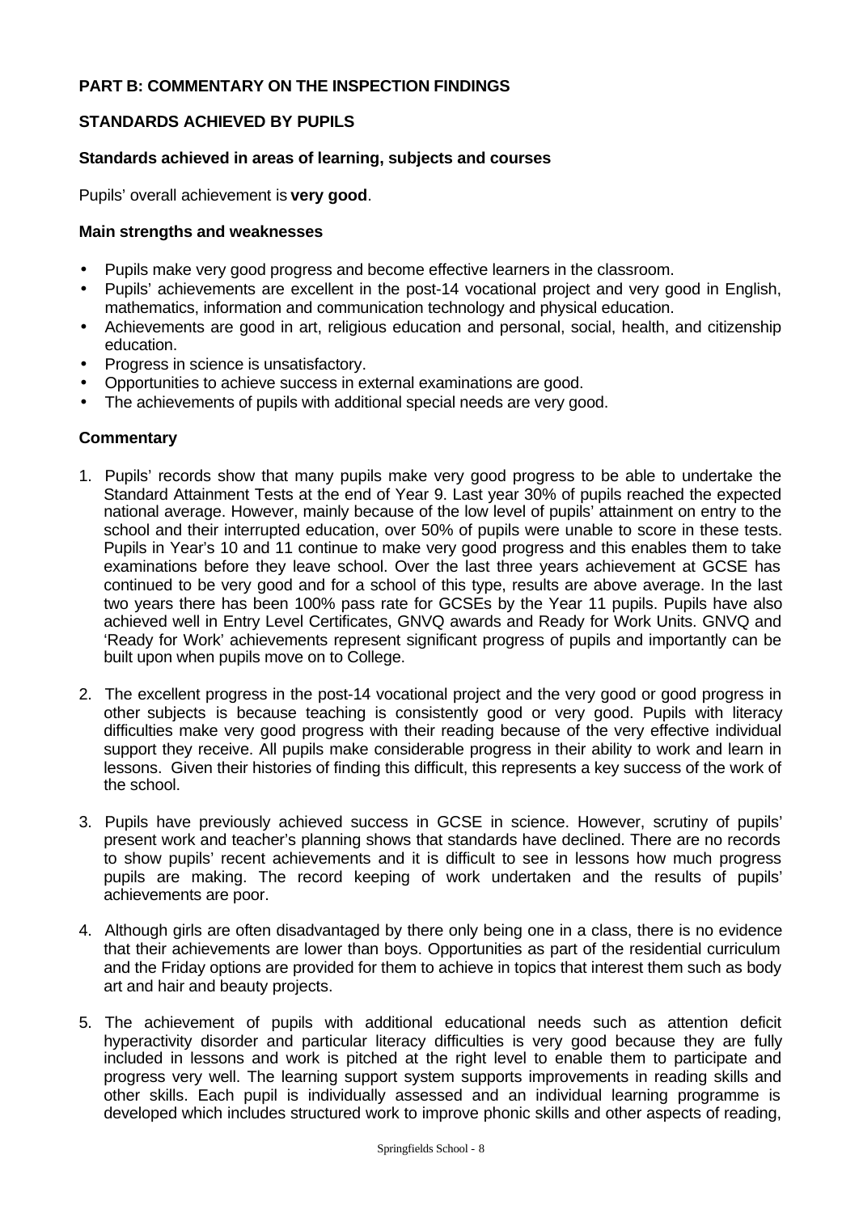## PART B: COMMENTARY ON THE INSPECTION FINDINGS

### STANDARDS ACHIEVED BY PUPILS

#### Standards achieved in areas of learning, subjects and courses

Pupils' overall achievement is **very good**.

#### Main strengths and weaknesses

- Pupils make very good progress and become effective learners in the classroom.
- Pupils' achievements are excellent in the post-14 vocational project and very good in English, mathematics, information and communication technology and physical education.
- Achievements are good in art, religious education and personal, social, health, and citizenship education.
- Progress in science is unsatisfactory.
- Opportunities to achieve success in external examinations are good.
- The achievements of pupils with additional special needs are very good.

#### Commentary

1. Pupils' records show that many pupils make very good progress to be able to undertake the Standard Attainment Tests at the end of Year 9. Last year 30% of pupils reached the expected national average. However, mainly because of the low level of pupils' attainment on entry to the school and their interrupted education, over 50% of pupils were unable to score in these tests. Pupils in Year's 10 and 11 continue to make very good progress and this enables them to take examinations before they leave school. Over the last three years achievement at GCSE has continued to be very good and for a school of this type, results are above average. In the last two years there has been 100% pass rate for GCSEs by the Year 11 pupils. Pupils have also achieved well in Entry Level Certificates, GNVQ awards and Ready for Work Units. GNVQ and 'Ready for Work' achievements represent significant progress of pupils and importantly can be built upon when pupils move on to College.

2. The excellent progress in the post-14 vocational project and the very good or good progress in other subjects is because teaching is consistently good or very good. Pupils with literacy difficulties make very good progress with their reading because of the very effective individual support they receive. All pupils make considerable progress in their ability to work and learn in lessons. Given their histories of finding this difficult, this represents a key success of the work of the school.

3. Pupils have previously achieved success in GCSE in science. However, scrutiny of pupils' present work and teacher's planning shows that standards have declined. There are no records to show pupils' recent achievements and it is difficult to see in lessons how much progress pupils are making. The record keeping of work undertaken and the results of pupils' achievements are poor.

4. Although girls are often disadvantaged by there only being one in a class, there is no evidence that their achievements are lower than boys. Opportunities as part of the residential curriculum and the Friday options are provided for them to achieve in topics that interest them such as body art and hair and beauty projects.

5. The achievement of pupils with additional educational needs such as attention deficit hyperactivity disorder and particular literacy difficulties is very good because they are fully included in lessons and work is pitched at the right level to enable them to participate and progress very well. The learning support system supports improvements in reading skills and other skills. Each pupil is individually assessed and an individual learning programme is developed which includes structured work to improve phonic skills and other aspects of reading,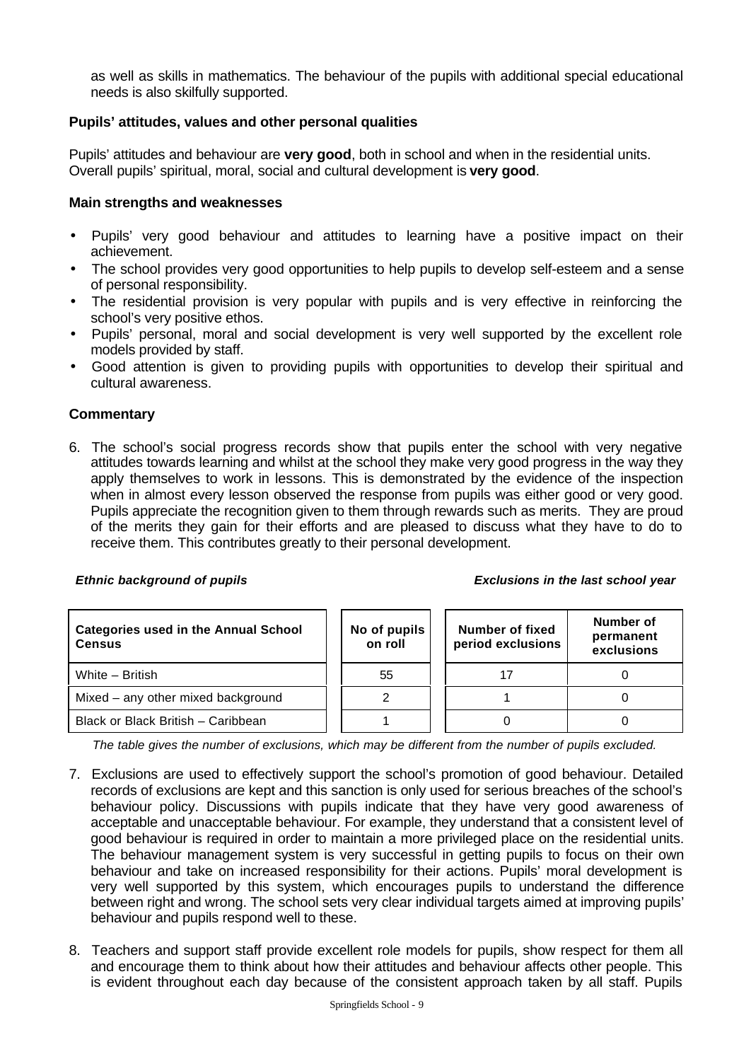as well as skills in mathematics. The behaviour of the pupils with additional special educational needs is also skilfully supported.

### Pupils' attitudes, values and other personal qualities

Pupils' attitudes and behaviour are **very good**, both in school and when in the residential units. Overall pupils' spiritual, moral, social and cultural development is **very good**.

### Main strengths and weaknesses

- Pupils' very good behaviour and attitudes to learning have a positive impact on their achievement.
- The school provides very good opportunities to help pupils to develop self-esteem and a sense of personal responsibility.
- The residential provision is very popular with pupils and is very effective in reinforcing the school's very positive ethos.
- Pupils' personal, moral and social development is very well supported by the excellent role models provided by staff.
- Good attention is given to providing pupils with opportunities to develop their spiritual and cultural awareness.

### Commentary

6. The school's social progress records show that pupils enter the school with very negative attitudes towards learning and whilst at the school they make very good progress in the way they apply themselves to work in lessons. This is demonstrated by the evidence of the inspection when in almost every lesson observed the response from pupils was either good or very good. Pupils appreciate the recognition given to them through rewards such as merits. They are proud of the merits they gain for their efforts and are pleased to discuss what they have to do to receive them. This contributes greatly to their personal development.

***Ethnic background of pupils*** ***Exclusions in the last school year***

| Categories used in the Annual School Census | No of pupils on roll | Number of fixed period exclusions | Number of permanent exclusions |
|---|---|---|---|
| White – British | 55 | 17 | 0 |
| Mixed – any other mixed background | 2 | 1 | 0 |
| Black or Black British – Caribbean | 1 | 0 | 0 |

*The table gives the number of exclusions, which may be different from the number of pupils excluded.*

7. Exclusions are used to effectively support the school's promotion of good behaviour. Detailed records of exclusions are kept and this sanction is only used for serious breaches of the school's behaviour policy. Discussions with pupils indicate that they have very good awareness of acceptable and unacceptable behaviour. For example, they understand that a consistent level of good behaviour is required in order to maintain a more privileged place on the residential units. The behaviour management system is very successful in getting pupils to focus on their own behaviour and take on increased responsibility for their actions. Pupils' moral development is very well supported by this system, which encourages pupils to understand the difference between right and wrong. The school sets very clear individual targets aimed at improving pupils' behaviour and pupils respond well to these.

8. Teachers and support staff provide excellent role models for pupils, show respect for them all and encourage them to think about how their attitudes and behaviour affects other people. This is evident throughout each day because of the consistent approach taken by all staff. Pupils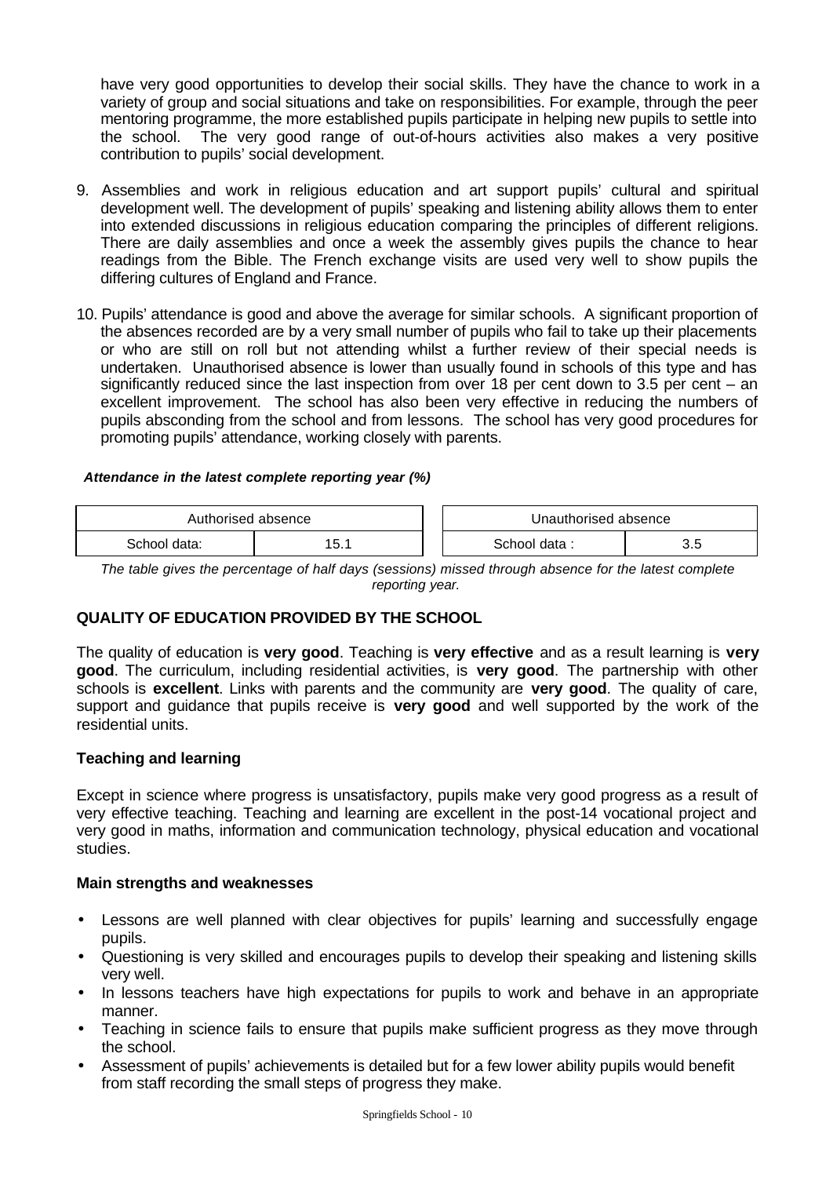have very good opportunities to develop their social skills. They have the chance to work in a variety of group and social situations and take on responsibilities. For example, through the peer mentoring programme, the more established pupils participate in helping new pupils to settle into the school. The very good range of out-of-hours activities also makes a very positive contribution to pupils' social development.

9. Assemblies and work in religious education and art support pupils' cultural and spiritual development well. The development of pupils' speaking and listening ability allows them to enter into extended discussions in religious education comparing the principles of different religions. There are daily assemblies and once a week the assembly gives pupils the chance to hear readings from the Bible. The French exchange visits are used very well to show pupils the differing cultures of England and France.

10. Pupils' attendance is good and above the average for similar schools. A significant proportion of the absences recorded are by a very small number of pupils who fail to take up their placements or who are still on roll but not attending whilst a further review of their special needs is undertaken. Unauthorised absence is lower than usually found in schools of this type and has significantly reduced since the last inspection from over 18 per cent down to 3.5 per cent – an excellent improvement. The school has also been very effective in reducing the numbers of pupils absconding from the school and from lessons. The school has very good procedures for promoting pupils' attendance, working closely with parents.

***Attendance in the latest complete reporting year (%)***

| Authorised absence | | Unauthorised absence | |
|---|---|---|---|
| School data: | 15.1 | School data : | 3.5 |

*The table gives the percentage of half days (sessions) missed through absence for the latest complete reporting year.*

## QUALITY OF EDUCATION PROVIDED BY THE SCHOOL

The quality of education is **very good**. Teaching is **very effective** and as a result learning is **very good**. The curriculum, including residential activities, is **very good**. The partnership with other schools is **excellent**. Links with parents and the community are **very good**. The quality of care, support and guidance that pupils receive is **very good** and well supported by the work of the residential units.

### Teaching and learning

Except in science where progress is unsatisfactory, pupils make very good progress as a result of very effective teaching. Teaching and learning are excellent in the post-14 vocational project and very good in maths, information and communication technology, physical education and vocational studies.

#### Main strengths and weaknesses

- Lessons are well planned with clear objectives for pupils' learning and successfully engage pupils.
- Questioning is very skilled and encourages pupils to develop their speaking and listening skills very well.
- In lessons teachers have high expectations for pupils to work and behave in an appropriate manner.
- Teaching in science fails to ensure that pupils make sufficient progress as they move through the school.
- Assessment of pupils' achievements is detailed but for a few lower ability pupils would benefit from staff recording the small steps of progress they make.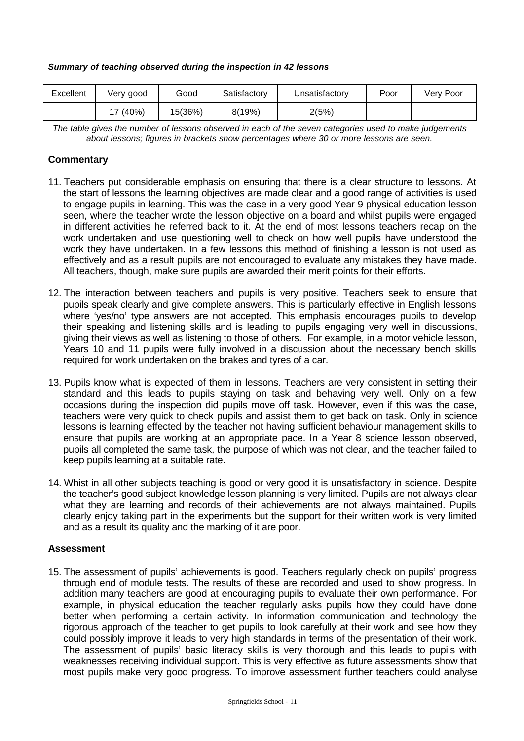***Summary of teaching observed during the inspection in 42 lessons***

| Excellent | Very good | Good | Satisfactory | Unsatisfactory | Poor | Very Poor |
| --- | --- | --- | --- | --- | --- | --- |
| | 17 (40%) | 15(36%) | 8(19%) | 2(5%) | | |

*The table gives the number of lessons observed in each of the seven categories used to make judgements about lessons; figures in brackets show percentages where 30 or more lessons are seen.*

### Commentary

11. Teachers put considerable emphasis on ensuring that there is a clear structure to lessons. At the start of lessons the learning objectives are made clear and a good range of activities is used to engage pupils in learning. This was the case in a very good Year 9 physical education lesson seen, where the teacher wrote the lesson objective on a board and whilst pupils were engaged in different activities he referred back to it. At the end of most lessons teachers recap on the work undertaken and use questioning well to check on how well pupils have understood the work they have undertaken. In a few lessons this method of finishing a lesson is not used as effectively and as a result pupils are not encouraged to evaluate any mistakes they have made. All teachers, though, make sure pupils are awarded their merit points for their efforts.

12. The interaction between teachers and pupils is very positive. Teachers seek to ensure that pupils speak clearly and give complete answers. This is particularly effective in English lessons where 'yes/no' type answers are not accepted. This emphasis encourages pupils to develop their speaking and listening skills and is leading to pupils engaging very well in discussions, giving their views as well as listening to those of others. For example, in a motor vehicle lesson, Years 10 and 11 pupils were fully involved in a discussion about the necessary bench skills required for work undertaken on the brakes and tyres of a car.

13. Pupils know what is expected of them in lessons. Teachers are very consistent in setting their standard and this leads to pupils staying on task and behaving very well. Only on a few occasions during the inspection did pupils move off task. However, even if this was the case, teachers were very quick to check pupils and assist them to get back on task. Only in science lessons is learning effected by the teacher not having sufficient behaviour management skills to ensure that pupils are working at an appropriate pace. In a Year 8 science lesson observed, pupils all completed the same task, the purpose of which was not clear, and the teacher failed to keep pupils learning at a suitable rate.

14. Whist in all other subjects teaching is good or very good it is unsatisfactory in science. Despite the teacher's good subject knowledge lesson planning is very limited. Pupils are not always clear what they are learning and records of their achievements are not always maintained. Pupils clearly enjoy taking part in the experiments but the support for their written work is very limited and as a result its quality and the marking of it are poor.

### Assessment

15. The assessment of pupils' achievements is good. Teachers regularly check on pupils' progress through end of module tests. The results of these are recorded and used to show progress. In addition many teachers are good at encouraging pupils to evaluate their own performance. For example, in physical education the teacher regularly asks pupils how they could have done better when performing a certain activity. In information communication and technology the rigorous approach of the teacher to get pupils to look carefully at their work and see how they could possibly improve it leads to very high standards in terms of the presentation of their work. The assessment of pupils' basic literacy skills is very thorough and this leads to pupils with weaknesses receiving individual support. This is very effective as future assessments show that most pupils make very good progress. To improve assessment further teachers could analyse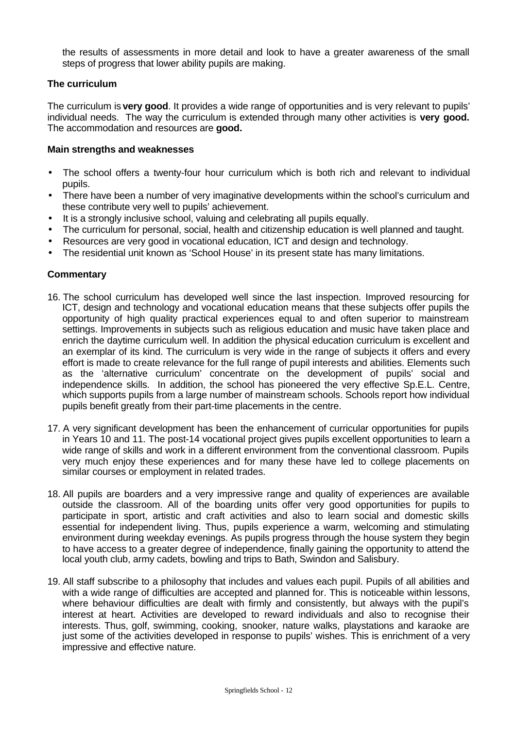the results of assessments in more detail and look to have a greater awareness of the small steps of progress that lower ability pupils are making.

### The curriculum

The curriculum is **very good**. It provides a wide range of opportunities and is very relevant to pupils' individual needs. The way the curriculum is extended through many other activities is **very good.** The accommodation and resources are **good.**

#### Main strengths and weaknesses

- The school offers a twenty-four hour curriculum which is both rich and relevant to individual pupils.
- There have been a number of very imaginative developments within the school's curriculum and these contribute very well to pupils' achievement.
- It is a strongly inclusive school, valuing and celebrating all pupils equally.
- The curriculum for personal, social, health and citizenship education is well planned and taught.
- Resources are very good in vocational education, ICT and design and technology.
- The residential unit known as 'School House' in its present state has many limitations.

#### Commentary

16. The school curriculum has developed well since the last inspection. Improved resourcing for ICT, design and technology and vocational education means that these subjects offer pupils the opportunity of high quality practical experiences equal to and often superior to mainstream settings. Improvements in subjects such as religious education and music have taken place and enrich the daytime curriculum well. In addition the physical education curriculum is excellent and an exemplar of its kind. The curriculum is very wide in the range of subjects it offers and every effort is made to create relevance for the full range of pupil interests and abilities. Elements such as the 'alternative curriculum' concentrate on the development of pupils' social and independence skills. In addition, the school has pioneered the very effective Sp.E.L. Centre, which supports pupils from a large number of mainstream schools. Schools report how individual pupils benefit greatly from their part-time placements in the centre.

17. A very significant development has been the enhancement of curricular opportunities for pupils in Years 10 and 11. The post-14 vocational project gives pupils excellent opportunities to learn a wide range of skills and work in a different environment from the conventional classroom. Pupils very much enjoy these experiences and for many these have led to college placements on similar courses or employment in related trades.

18. All pupils are boarders and a very impressive range and quality of experiences are available outside the classroom. All of the boarding units offer very good opportunities for pupils to participate in sport, artistic and craft activities and also to learn social and domestic skills essential for independent living. Thus, pupils experience a warm, welcoming and stimulating environment during weekday evenings. As pupils progress through the house system they begin to have access to a greater degree of independence, finally gaining the opportunity to attend the local youth club, army cadets, bowling and trips to Bath, Swindon and Salisbury.

19. All staff subscribe to a philosophy that includes and values each pupil. Pupils of all abilities and with a wide range of difficulties are accepted and planned for. This is noticeable within lessons, where behaviour difficulties are dealt with firmly and consistently, but always with the pupil's interest at heart. Activities are developed to reward individuals and also to recognise their interests. Thus, golf, swimming, cooking, snooker, nature walks, playstations and karaoke are just some of the activities developed in response to pupils' wishes. This is enrichment of a very impressive and effective nature.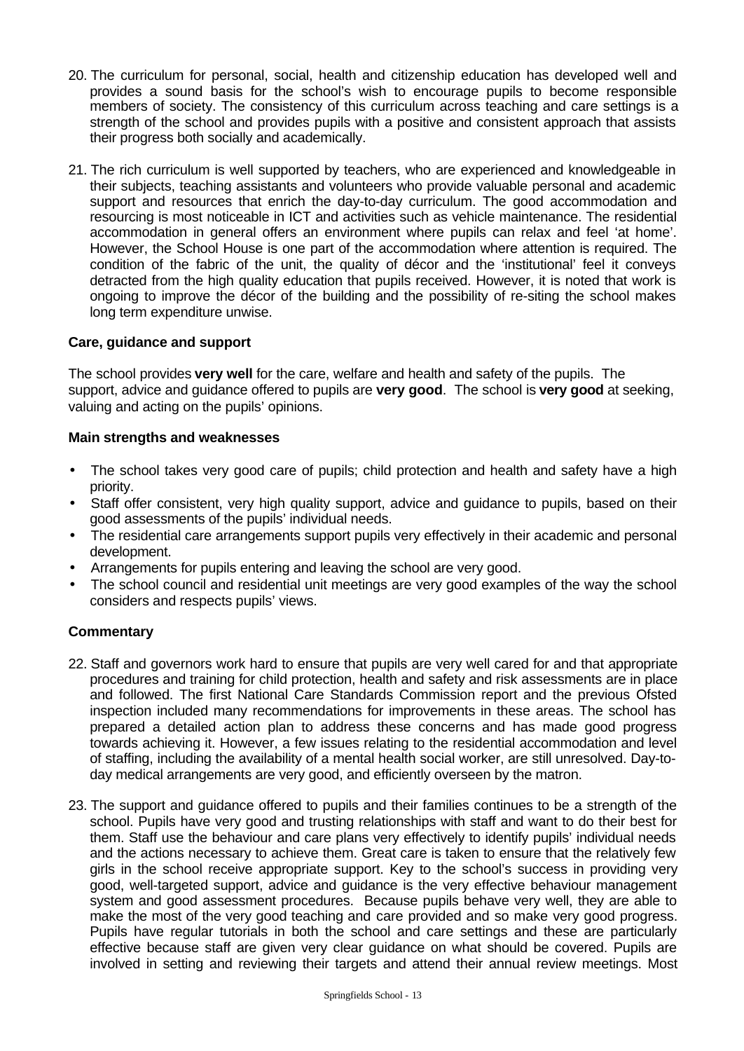20. The curriculum for personal, social, health and citizenship education has developed well and provides a sound basis for the school's wish to encourage pupils to become responsible members of society. The consistency of this curriculum across teaching and care settings is a strength of the school and provides pupils with a positive and consistent approach that assists their progress both socially and academically.

21. The rich curriculum is well supported by teachers, who are experienced and knowledgeable in their subjects, teaching assistants and volunteers who provide valuable personal and academic support and resources that enrich the day-to-day curriculum. The good accommodation and resourcing is most noticeable in ICT and activities such as vehicle maintenance. The residential accommodation in general offers an environment where pupils can relax and feel 'at home'. However, the School House is one part of the accommodation where attention is required. The condition of the fabric of the unit, the quality of décor and the 'institutional' feel it conveys detracted from the high quality education that pupils received. However, it is noted that work is ongoing to improve the décor of the building and the possibility of re-siting the school makes long term expenditure unwise.

### Care, guidance and support

The school provides **very well** for the care, welfare and health and safety of the pupils. The support, advice and guidance offered to pupils are **very good**. The school is **very good** at seeking, valuing and acting on the pupils' opinions.

#### Main strengths and weaknesses

- The school takes very good care of pupils; child protection and health and safety have a high priority.
- Staff offer consistent, very high quality support, advice and guidance to pupils, based on their good assessments of the pupils' individual needs.
- The residential care arrangements support pupils very effectively in their academic and personal development.
- Arrangements for pupils entering and leaving the school are very good.
- The school council and residential unit meetings are very good examples of the way the school considers and respects pupils' views.

#### Commentary

22. Staff and governors work hard to ensure that pupils are very well cared for and that appropriate procedures and training for child protection, health and safety and risk assessments are in place and followed. The first National Care Standards Commission report and the previous Ofsted inspection included many recommendations for improvements in these areas. The school has prepared a detailed action plan to address these concerns and has made good progress towards achieving it. However, a few issues relating to the residential accommodation and level of staffing, including the availability of a mental health social worker, are still unresolved. Day-to-day medical arrangements are very good, and efficiently overseen by the matron.

23. The support and guidance offered to pupils and their families continues to be a strength of the school. Pupils have very good and trusting relationships with staff and want to do their best for them. Staff use the behaviour and care plans very effectively to identify pupils' individual needs and the actions necessary to achieve them. Great care is taken to ensure that the relatively few girls in the school receive appropriate support. Key to the school's success in providing very good, well-targeted support, advice and guidance is the very effective behaviour management system and good assessment procedures. Because pupils behave very well, they are able to make the most of the very good teaching and care provided and so make very good progress. Pupils have regular tutorials in both the school and care settings and these are particularly effective because staff are given very clear guidance on what should be covered. Pupils are involved in setting and reviewing their targets and attend their annual review meetings. Most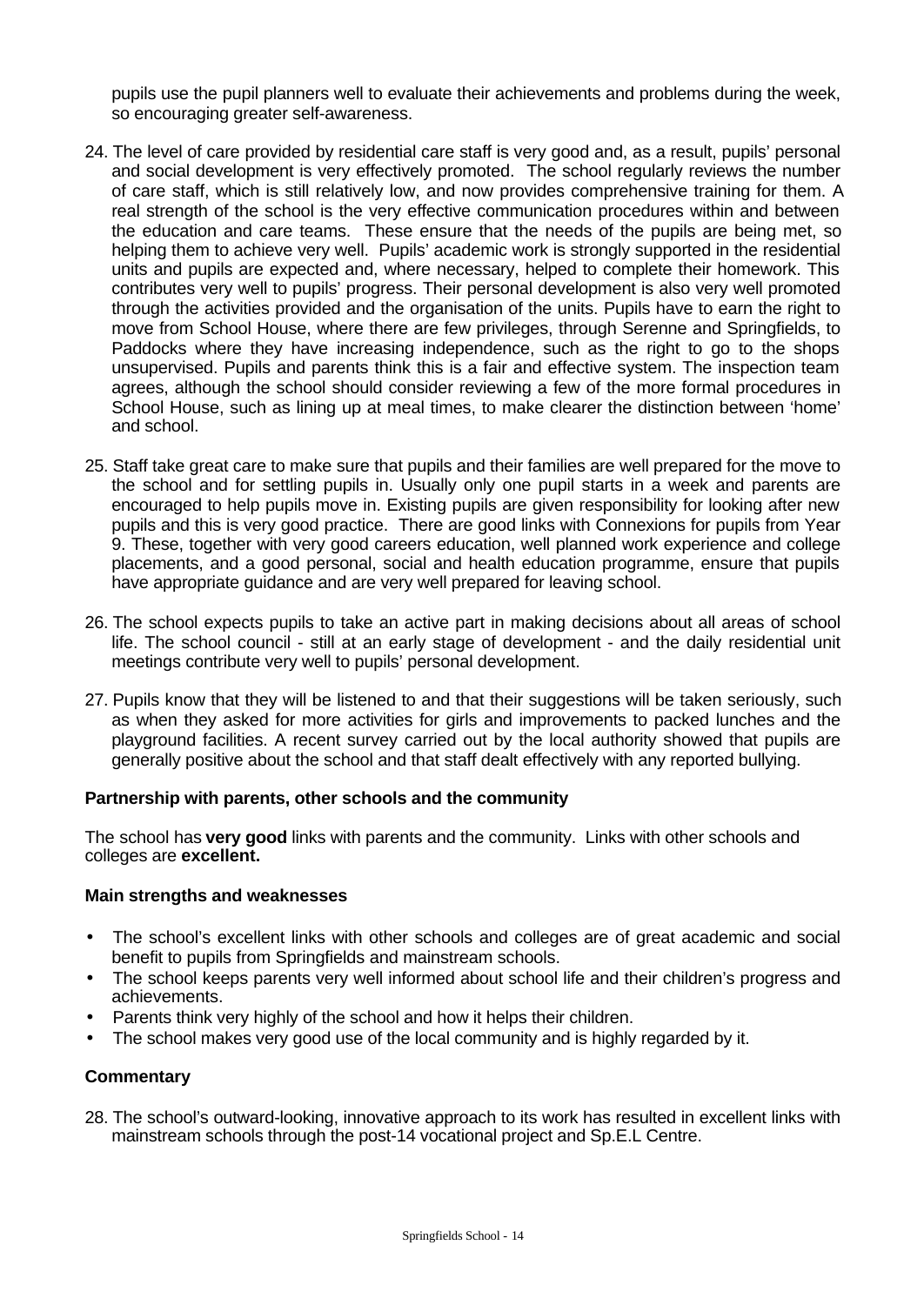pupils use the pupil planners well to evaluate their achievements and problems during the week, so encouraging greater self-awareness.

24. The level of care provided by residential care staff is very good and, as a result, pupils' personal and social development is very effectively promoted. The school regularly reviews the number of care staff, which is still relatively low, and now provides comprehensive training for them. A real strength of the school is the very effective communication procedures within and between the education and care teams. These ensure that the needs of the pupils are being met, so helping them to achieve very well. Pupils' academic work is strongly supported in the residential units and pupils are expected and, where necessary, helped to complete their homework. This contributes very well to pupils' progress. Their personal development is also very well promoted through the activities provided and the organisation of the units. Pupils have to earn the right to move from School House, where there are few privileges, through Serenne and Springfields, to Paddocks where they have increasing independence, such as the right to go to the shops unsupervised. Pupils and parents think this is a fair and effective system. The inspection team agrees, although the school should consider reviewing a few of the more formal procedures in School House, such as lining up at meal times, to make clearer the distinction between 'home' and school.

25. Staff take great care to make sure that pupils and their families are well prepared for the move to the school and for settling pupils in. Usually only one pupil starts in a week and parents are encouraged to help pupils move in. Existing pupils are given responsibility for looking after new pupils and this is very good practice. There are good links with Connexions for pupils from Year 9. These, together with very good careers education, well planned work experience and college placements, and a good personal, social and health education programme, ensure that pupils have appropriate guidance and are very well prepared for leaving school.

26. The school expects pupils to take an active part in making decisions about all areas of school life. The school council - still at an early stage of development - and the daily residential unit meetings contribute very well to pupils' personal development.

27. Pupils know that they will be listened to and that their suggestions will be taken seriously, such as when they asked for more activities for girls and improvements to packed lunches and the playground facilities. A recent survey carried out by the local authority showed that pupils are generally positive about the school and that staff dealt effectively with any reported bullying.

### Partnership with parents, other schools and the community

The school has **very good** links with parents and the community. Links with other schools and colleges are **excellent.**

### Main strengths and weaknesses

- The school's excellent links with other schools and colleges are of great academic and social benefit to pupils from Springfields and mainstream schools.
- The school keeps parents very well informed about school life and their children's progress and achievements.
- Parents think very highly of the school and how it helps their children.
- The school makes very good use of the local community and is highly regarded by it.

### Commentary

28. The school's outward-looking, innovative approach to its work has resulted in excellent links with mainstream schools through the post-14 vocational project and Sp.E.L Centre.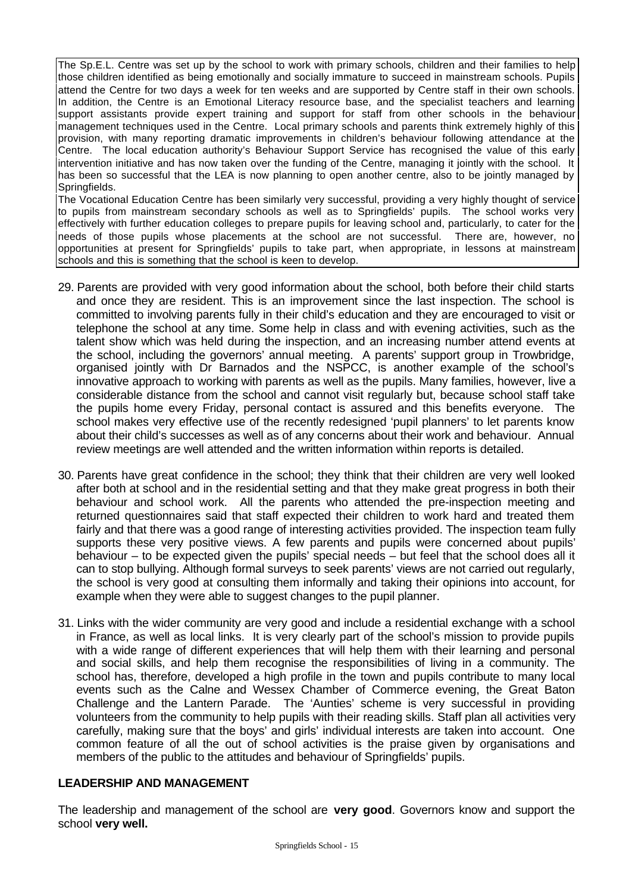The Sp.E.L. Centre was set up by the school to work with primary schools, children and their families to help those children identified as being emotionally and socially immature to succeed in mainstream schools. Pupils attend the Centre for two days a week for ten weeks and are supported by Centre staff in their own schools. In addition, the Centre is an Emotional Literacy resource base, and the specialist teachers and learning support assistants provide expert training and support for staff from other schools in the behaviour management techniques used in the Centre. Local primary schools and parents think extremely highly of this provision, with many reporting dramatic improvements in children's behaviour following attendance at the Centre. The local education authority's Behaviour Support Service has recognised the value of this early intervention initiative and has now taken over the funding of the Centre, managing it jointly with the school. It has been so successful that the LEA is now planning to open another centre, also to be jointly managed by Springfields.

The Vocational Education Centre has been similarly very successful, providing a very highly thought of service to pupils from mainstream secondary schools as well as to Springfields' pupils. The school works very effectively with further education colleges to prepare pupils for leaving school and, particularly, to cater for the needs of those pupils whose placements at the school are not successful. There are, however, no opportunities at present for Springfields' pupils to take part, when appropriate, in lessons at mainstream schools and this is something that the school is keen to develop.

29. Parents are provided with very good information about the school, both before their child starts and once they are resident. This is an improvement since the last inspection. The school is committed to involving parents fully in their child's education and they are encouraged to visit or telephone the school at any time. Some help in class and with evening activities, such as the talent show which was held during the inspection, and an increasing number attend events at the school, including the governors' annual meeting. A parents' support group in Trowbridge, organised jointly with Dr Barnados and the NSPCC, is another example of the school's innovative approach to working with parents as well as the pupils. Many families, however, live a considerable distance from the school and cannot visit regularly but, because school staff take the pupils home every Friday, personal contact is assured and this benefits everyone. The school makes very effective use of the recently redesigned 'pupil planners' to let parents know about their child's successes as well as of any concerns about their work and behaviour. Annual review meetings are well attended and the written information within reports is detailed.

30. Parents have great confidence in the school; they think that their children are very well looked after both at school and in the residential setting and that they make great progress in both their behaviour and school work. All the parents who attended the pre-inspection meeting and returned questionnaires said that staff expected their children to work hard and treated them fairly and that there was a good range of interesting activities provided. The inspection team fully supports these very positive views. A few parents and pupils were concerned about pupils' behaviour – to be expected given the pupils' special needs – but feel that the school does all it can to stop bullying. Although formal surveys to seek parents' views are not carried out regularly, the school is very good at consulting them informally and taking their opinions into account, for example when they were able to suggest changes to the pupil planner.

31. Links with the wider community are very good and include a residential exchange with a school in France, as well as local links. It is very clearly part of the school's mission to provide pupils with a wide range of different experiences that will help them with their learning and personal and social skills, and help them recognise the responsibilities of living in a community. The school has, therefore, developed a high profile in the town and pupils contribute to many local events such as the Calne and Wessex Chamber of Commerce evening, the Great Baton Challenge and the Lantern Parade. The 'Aunties' scheme is very successful in providing volunteers from the community to help pupils with their reading skills. Staff plan all activities very carefully, making sure that the boys' and girls' individual interests are taken into account. One common feature of all the out of school activities is the praise given by organisations and members of the public to the attitudes and behaviour of Springfields' pupils.

## LEADERSHIP AND MANAGEMENT

The leadership and management of the school are **very good**. Governors know and support the school **very well.**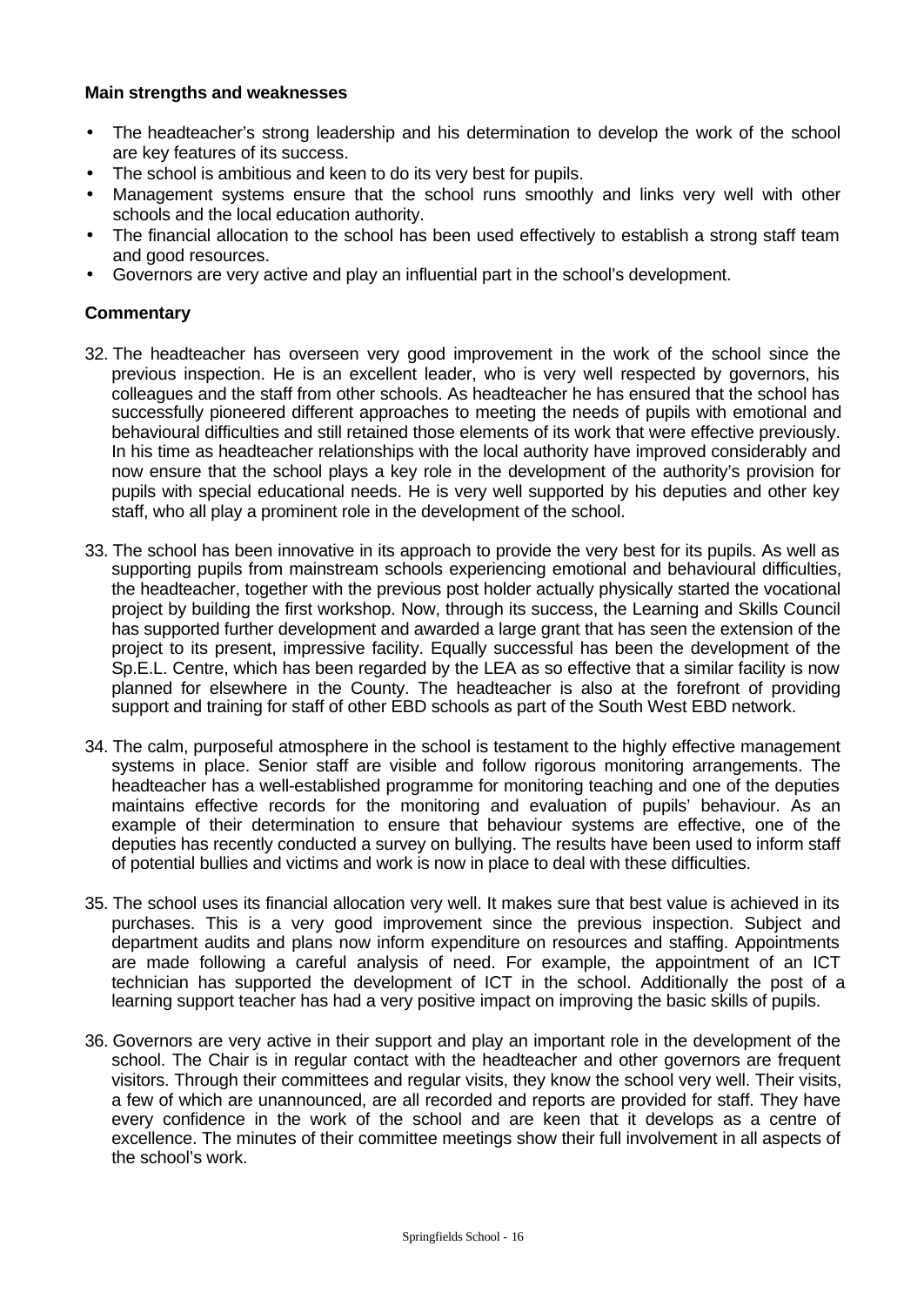**Main strengths and weaknesses**

- The headteacher's strong leadership and his determination to develop the work of the school are key features of its success.
- The school is ambitious and keen to do its very best for pupils.
- Management systems ensure that the school runs smoothly and links very well with other schools and the local education authority.
- The financial allocation to the school has been used effectively to establish a strong staff team and good resources.
- Governors are very active and play an influential part in the school's development.

**Commentary**

32. The headteacher has overseen very good improvement in the work of the school since the previous inspection. He is an excellent leader, who is very well respected by governors, his colleagues and the staff from other schools. As headteacher he has ensured that the school has successfully pioneered different approaches to meeting the needs of pupils with emotional and behavioural difficulties and still retained those elements of its work that were effective previously. In his time as headteacher relationships with the local authority have improved considerably and now ensure that the school plays a key role in the development of the authority's provision for pupils with special educational needs. He is very well supported by his deputies and other key staff, who all play a prominent role in the development of the school.

33. The school has been innovative in its approach to provide the very best for its pupils. As well as supporting pupils from mainstream schools experiencing emotional and behavioural difficulties, the headteacher, together with the previous post holder actually physically started the vocational project by building the first workshop. Now, through its success, the Learning and Skills Council has supported further development and awarded a large grant that has seen the extension of the project to its present, impressive facility. Equally successful has been the development of the Sp.E.L. Centre, which has been regarded by the LEA as so effective that a similar facility is now planned for elsewhere in the County. The headteacher is also at the forefront of providing support and training for staff of other EBD schools as part of the South West EBD network.

34. The calm, purposeful atmosphere in the school is testament to the highly effective management systems in place. Senior staff are visible and follow rigorous monitoring arrangements. The headteacher has a well-established programme for monitoring teaching and one of the deputies maintains effective records for the monitoring and evaluation of pupils' behaviour. As an example of their determination to ensure that behaviour systems are effective, one of the deputies has recently conducted a survey on bullying. The results have been used to inform staff of potential bullies and victims and work is now in place to deal with these difficulties.

35. The school uses its financial allocation very well. It makes sure that best value is achieved in its purchases. This is a very good improvement since the previous inspection. Subject and department audits and plans now inform expenditure on resources and staffing. Appointments are made following a careful analysis of need. For example, the appointment of an ICT technician has supported the development of ICT in the school. Additionally the post of a learning support teacher has had a very positive impact on improving the basic skills of pupils.

36. Governors are very active in their support and play an important role in the development of the school. The Chair is in regular contact with the headteacher and other governors are frequent visitors. Through their committees and regular visits, they know the school very well. Their visits, a few of which are unannounced, are all recorded and reports are provided for staff. They have every confidence in the work of the school and are keen that it develops as a centre of excellence. The minutes of their committee meetings show their full involvement in all aspects of the school's work.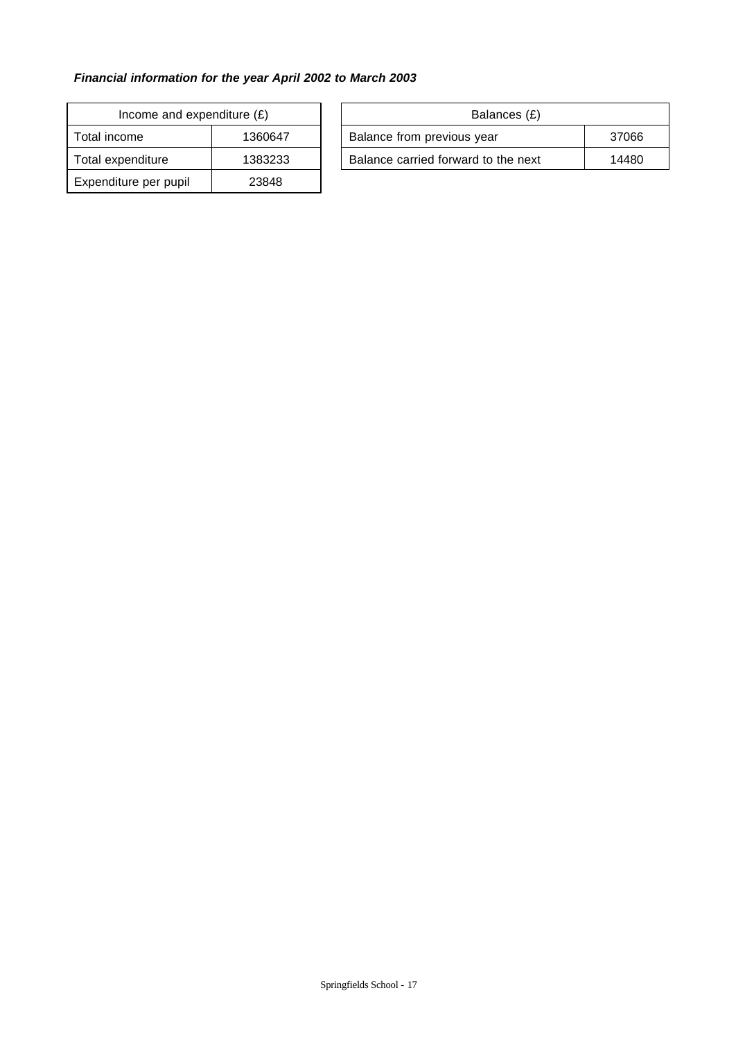***Financial information for the year April 2002 to March 2003***

| Income and expenditure (£) | |
|---|---|
| Total income | 1360647 |
| Total expenditure | 1383233 |
| Expenditure per pupil | 23848 |

| Balances (£) | |
|---|---|
| Balance from previous year | 37066 |
| Balance carried forward to the next | 14480 |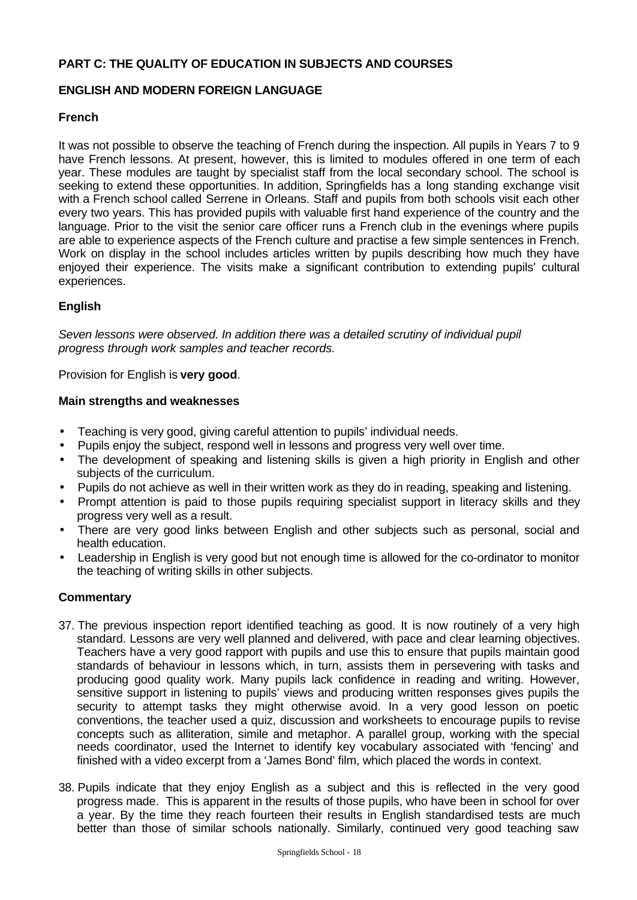## PART C: THE QUALITY OF EDUCATION IN SUBJECTS AND COURSES

### ENGLISH AND MODERN FOREIGN LANGUAGE

#### French

It was not possible to observe the teaching of French during the inspection. All pupils in Years 7 to 9 have French lessons. At present, however, this is limited to modules offered in one term of each year. These modules are taught by specialist staff from the local secondary school. The school is seeking to extend these opportunities. In addition, Springfields has a long standing exchange visit with a French school called Serrene in Orleans. Staff and pupils from both schools visit each other every two years. This has provided pupils with valuable first hand experience of the country and the language. Prior to the visit the senior care officer runs a French club in the evenings where pupils are able to experience aspects of the French culture and practise a few simple sentences in French. Work on display in the school includes articles written by pupils describing how much they have enjoyed their experience. The visits make a significant contribution to extending pupils' cultural experiences.

#### English

*Seven lessons were observed. In addition there was a detailed scrutiny of individual pupil progress through work samples and teacher records.*

Provision for English is **very good**.

**Main strengths and weaknesses**

- Teaching is very good, giving careful attention to pupils' individual needs.
- Pupils enjoy the subject, respond well in lessons and progress very well over time.
- The development of speaking and listening skills is given a high priority in English and other subjects of the curriculum.
- Pupils do not achieve as well in their written work as they do in reading, speaking and listening.
- Prompt attention is paid to those pupils requiring specialist support in literacy skills and they progress very well as a result.
- There are very good links between English and other subjects such as personal, social and health education.
- Leadership in English is very good but not enough time is allowed for the co-ordinator to monitor the teaching of writing skills in other subjects.

**Commentary**

37. The previous inspection report identified teaching as good. It is now routinely of a very high standard. Lessons are very well planned and delivered, with pace and clear learning objectives. Teachers have a very good rapport with pupils and use this to ensure that pupils maintain good standards of behaviour in lessons which, in turn, assists them in persevering with tasks and producing good quality work. Many pupils lack confidence in reading and writing. However, sensitive support in listening to pupils' views and producing written responses gives pupils the security to attempt tasks they might otherwise avoid. In a very good lesson on poetic conventions, the teacher used a quiz, discussion and worksheets to encourage pupils to revise concepts such as alliteration, simile and metaphor. A parallel group, working with the special needs coordinator, used the Internet to identify key vocabulary associated with 'fencing' and finished with a video excerpt from a 'James Bond' film, which placed the words in context.

38. Pupils indicate that they enjoy English as a subject and this is reflected in the very good progress made. This is apparent in the results of those pupils, who have been in school for over a year. By the time they reach fourteen their results in English standardised tests are much better than those of similar schools nationally. Similarly, continued very good teaching saw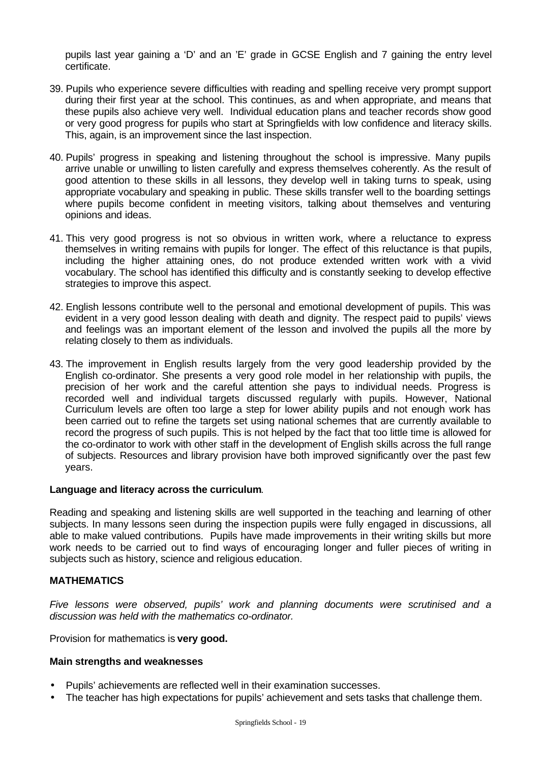pupils last year gaining a 'D' and an 'E' grade in GCSE English and 7 gaining the entry level certificate.

39. Pupils who experience severe difficulties with reading and spelling receive very prompt support during their first year at the school. This continues, as and when appropriate, and means that these pupils also achieve very well. Individual education plans and teacher records show good or very good progress for pupils who start at Springfields with low confidence and literacy skills. This, again, is an improvement since the last inspection.

40. Pupils' progress in speaking and listening throughout the school is impressive. Many pupils arrive unable or unwilling to listen carefully and express themselves coherently. As the result of good attention to these skills in all lessons, they develop well in taking turns to speak, using appropriate vocabulary and speaking in public. These skills transfer well to the boarding settings where pupils become confident in meeting visitors, talking about themselves and venturing opinions and ideas.

41. This very good progress is not so obvious in written work, where a reluctance to express themselves in writing remains with pupils for longer. The effect of this reluctance is that pupils, including the higher attaining ones, do not produce extended written work with a vivid vocabulary. The school has identified this difficulty and is constantly seeking to develop effective strategies to improve this aspect.

42. English lessons contribute well to the personal and emotional development of pupils. This was evident in a very good lesson dealing with death and dignity. The respect paid to pupils' views and feelings was an important element of the lesson and involved the pupils all the more by relating closely to them as individuals.

43. The improvement in English results largely from the very good leadership provided by the English co-ordinator. She presents a very good role model in her relationship with pupils, the precision of her work and the careful attention she pays to individual needs. Progress is recorded well and individual targets discussed regularly with pupils. However, National Curriculum levels are often too large a step for lower ability pupils and not enough work has been carried out to refine the targets set using national schemes that are currently available to record the progress of such pupils. This is not helped by the fact that too little time is allowed for the co-ordinator to work with other staff in the development of English skills across the full range of subjects. Resources and library provision have both improved significantly over the past few years.

**Language and literacy across the curriculum**.

Reading and speaking and listening skills are well supported in the teaching and learning of other subjects. In many lessons seen during the inspection pupils were fully engaged in discussions, all able to make valued contributions. Pupils have made improvements in their writing skills but more work needs to be carried out to find ways of encouraging longer and fuller pieces of writing in subjects such as history, science and religious education.

## MATHEMATICS

*Five lessons were observed, pupils' work and planning documents were scrutinised and a discussion was held with the mathematics co-ordinator.*

Provision for mathematics is **very good.**

**Main strengths and weaknesses**

- Pupils' achievements are reflected well in their examination successes.
- The teacher has high expectations for pupils' achievement and sets tasks that challenge them.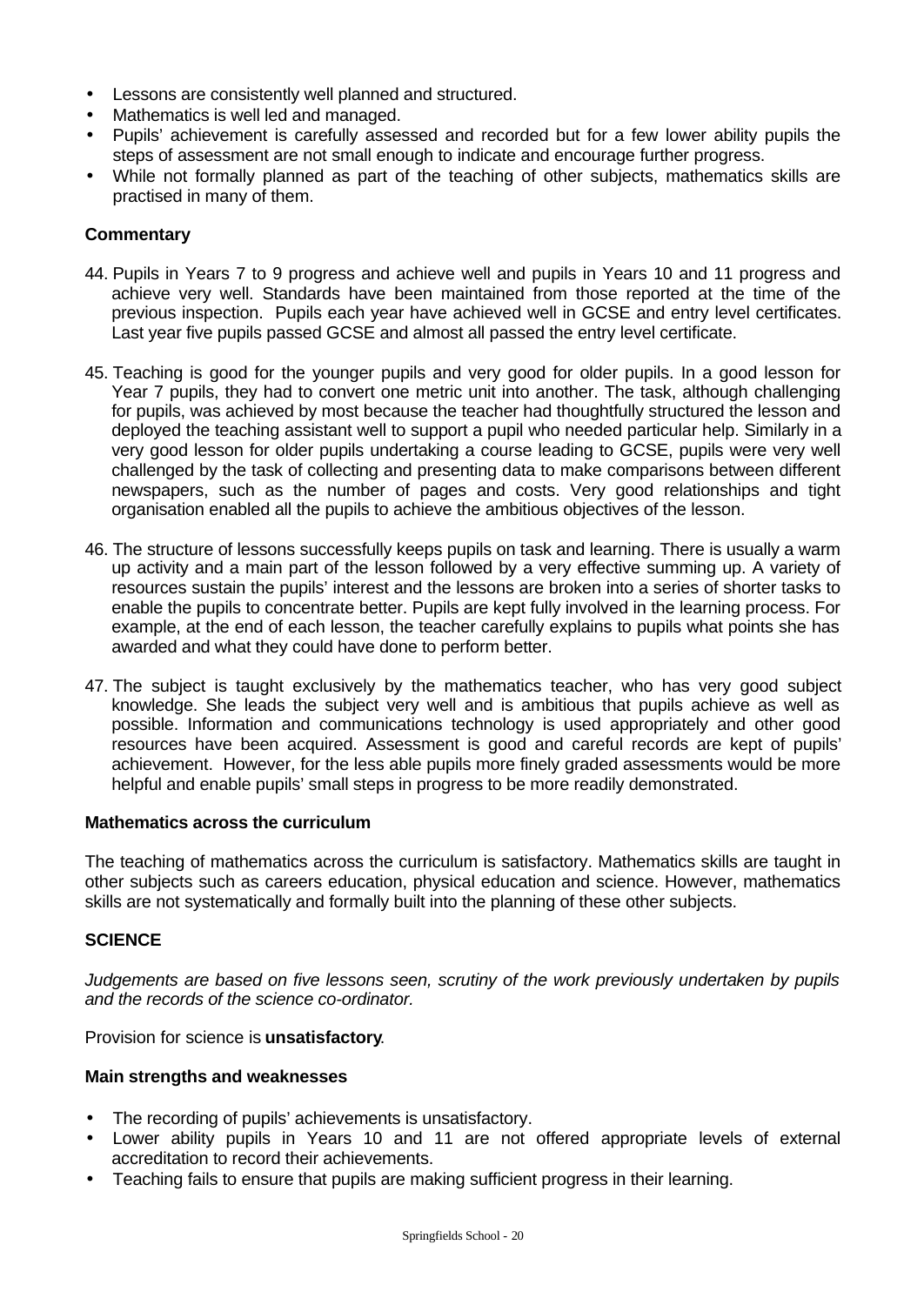- Lessons are consistently well planned and structured.
- Mathematics is well led and managed.
- Pupils' achievement is carefully assessed and recorded but for a few lower ability pupils the steps of assessment are not small enough to indicate and encourage further progress.
- While not formally planned as part of the teaching of other subjects, mathematics skills are practised in many of them.

**Commentary**

44. Pupils in Years 7 to 9 progress and achieve well and pupils in Years 10 and 11 progress and achieve very well. Standards have been maintained from those reported at the time of the previous inspection. Pupils each year have achieved well in GCSE and entry level certificates. Last year five pupils passed GCSE and almost all passed the entry level certificate.

45. Teaching is good for the younger pupils and very good for older pupils. In a good lesson for Year 7 pupils, they had to convert one metric unit into another. The task, although challenging for pupils, was achieved by most because the teacher had thoughtfully structured the lesson and deployed the teaching assistant well to support a pupil who needed particular help. Similarly in a very good lesson for older pupils undertaking a course leading to GCSE, pupils were very well challenged by the task of collecting and presenting data to make comparisons between different newspapers, such as the number of pages and costs. Very good relationships and tight organisation enabled all the pupils to achieve the ambitious objectives of the lesson.

46. The structure of lessons successfully keeps pupils on task and learning. There is usually a warm up activity and a main part of the lesson followed by a very effective summing up. A variety of resources sustain the pupils' interest and the lessons are broken into a series of shorter tasks to enable the pupils to concentrate better. Pupils are kept fully involved in the learning process. For example, at the end of each lesson, the teacher carefully explains to pupils what points she has awarded and what they could have done to perform better.

47. The subject is taught exclusively by the mathematics teacher, who has very good subject knowledge. She leads the subject very well and is ambitious that pupils achieve as well as possible. Information and communications technology is used appropriately and other good resources have been acquired. Assessment is good and careful records are kept of pupils' achievement. However, for the less able pupils more finely graded assessments would be more helpful and enable pupils' small steps in progress to be more readily demonstrated.

**Mathematics across the curriculum**

The teaching of mathematics across the curriculum is satisfactory. Mathematics skills are taught in other subjects such as careers education, physical education and science. However, mathematics skills are not systematically and formally built into the planning of these other subjects.

**SCIENCE**

*Judgements are based on five lessons seen, scrutiny of the work previously undertaken by pupils and the records of the science co-ordinator.*

Provision for science is **unsatisfactory**.

**Main strengths and weaknesses**

- The recording of pupils' achievements is unsatisfactory.
- Lower ability pupils in Years 10 and 11 are not offered appropriate levels of external accreditation to record their achievements.
- Teaching fails to ensure that pupils are making sufficient progress in their learning.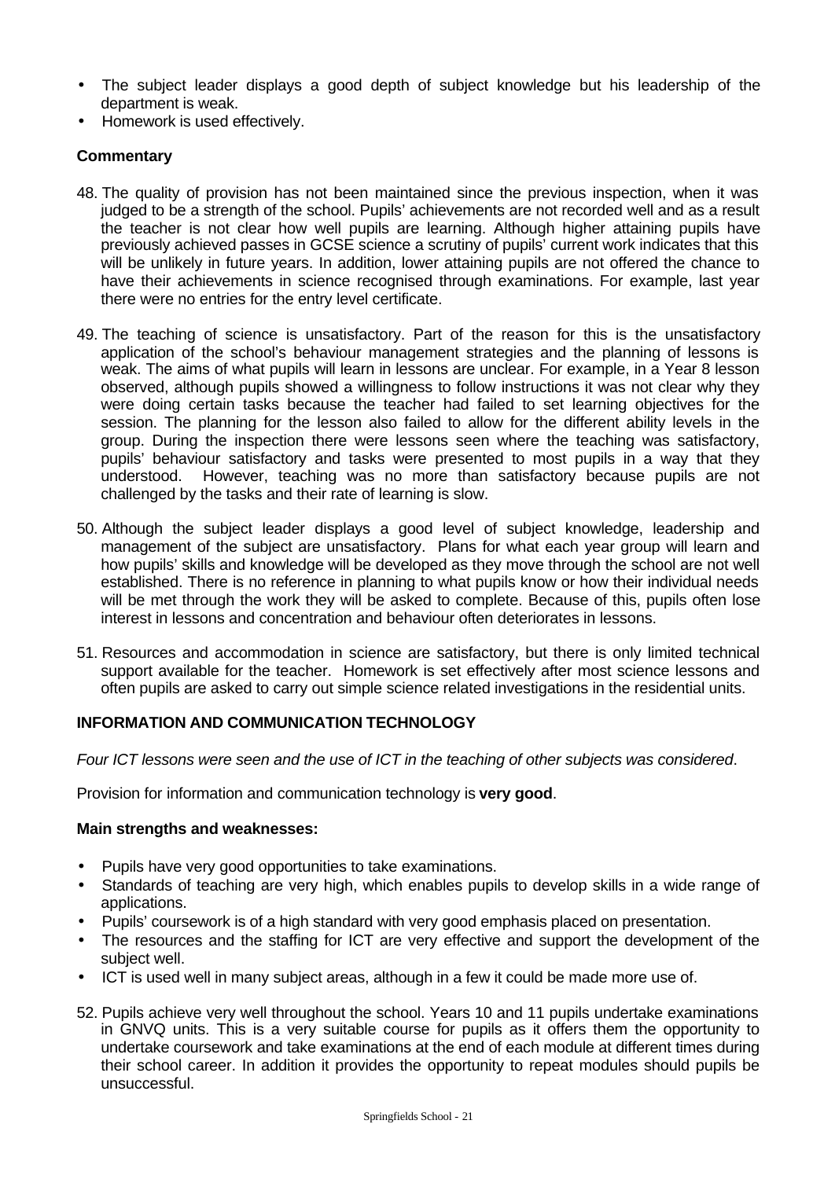- The subject leader displays a good depth of subject knowledge but his leadership of the department is weak.
- Homework is used effectively.

### Commentary

48. The quality of provision has not been maintained since the previous inspection, when it was judged to be a strength of the school. Pupils' achievements are not recorded well and as a result the teacher is not clear how well pupils are learning. Although higher attaining pupils have previously achieved passes in GCSE science a scrutiny of pupils' current work indicates that this will be unlikely in future years. In addition, lower attaining pupils are not offered the chance to have their achievements in science recognised through examinations. For example, last year there were no entries for the entry level certificate.

49. The teaching of science is unsatisfactory. Part of the reason for this is the unsatisfactory application of the school's behaviour management strategies and the planning of lessons is weak. The aims of what pupils will learn in lessons are unclear. For example, in a Year 8 lesson observed, although pupils showed a willingness to follow instructions it was not clear why they were doing certain tasks because the teacher had failed to set learning objectives for the session. The planning for the lesson also failed to allow for the different ability levels in the group. During the inspection there were lessons seen where the teaching was satisfactory, pupils' behaviour satisfactory and tasks were presented to most pupils in a way that they understood. However, teaching was no more than satisfactory because pupils are not challenged by the tasks and their rate of learning is slow.

50. Although the subject leader displays a good level of subject knowledge, leadership and management of the subject are unsatisfactory. Plans for what each year group will learn and how pupils' skills and knowledge will be developed as they move through the school are not well established. There is no reference in planning to what pupils know or how their individual needs will be met through the work they will be asked to complete. Because of this, pupils often lose interest in lessons and concentration and behaviour often deteriorates in lessons.

51. Resources and accommodation in science are satisfactory, but there is only limited technical support available for the teacher. Homework is set effectively after most science lessons and often pupils are asked to carry out simple science related investigations in the residential units.

## INFORMATION AND COMMUNICATION TECHNOLOGY

*Four ICT lessons were seen and the use of ICT in the teaching of other subjects was considered*.

Provision for information and communication technology is **very good**.

### Main strengths and weaknesses:

- Pupils have very good opportunities to take examinations.
- Standards of teaching are very high, which enables pupils to develop skills in a wide range of applications.
- Pupils' coursework is of a high standard with very good emphasis placed on presentation.
- The resources and the staffing for ICT are very effective and support the development of the subject well.
- ICT is used well in many subject areas, although in a few it could be made more use of.

52. Pupils achieve very well throughout the school. Years 10 and 11 pupils undertake examinations in GNVQ units. This is a very suitable course for pupils as it offers them the opportunity to undertake coursework and take examinations at the end of each module at different times during their school career. In addition it provides the opportunity to repeat modules should pupils be unsuccessful.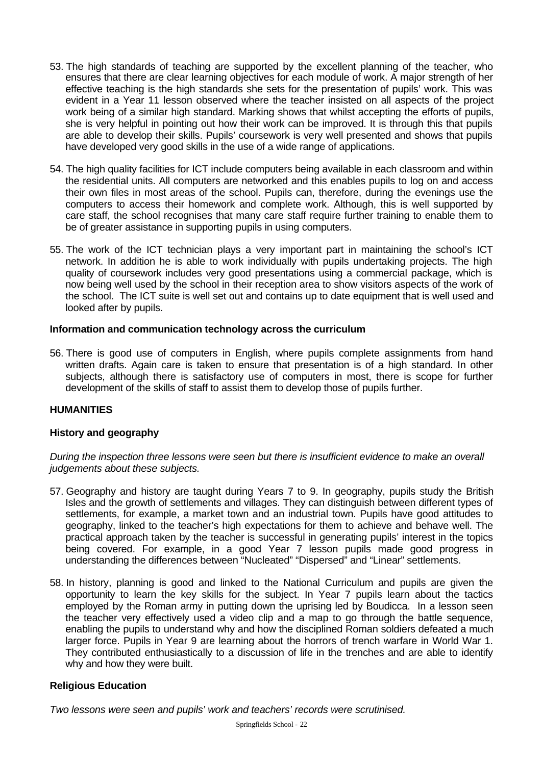53. The high standards of teaching are supported by the excellent planning of the teacher, who ensures that there are clear learning objectives for each module of work. A major strength of her effective teaching is the high standards she sets for the presentation of pupils' work. This was evident in a Year 11 lesson observed where the teacher insisted on all aspects of the project work being of a similar high standard. Marking shows that whilst accepting the efforts of pupils, she is very helpful in pointing out how their work can be improved. It is through this that pupils are able to develop their skills. Pupils' coursework is very well presented and shows that pupils have developed very good skills in the use of a wide range of applications.

54. The high quality facilities for ICT include computers being available in each classroom and within the residential units. All computers are networked and this enables pupils to log on and access their own files in most areas of the school. Pupils can, therefore, during the evenings use the computers to access their homework and complete work. Although, this is well supported by care staff, the school recognises that many care staff require further training to enable them to be of greater assistance in supporting pupils in using computers.

55. The work of the ICT technician plays a very important part in maintaining the school's ICT network. In addition he is able to work individually with pupils undertaking projects. The high quality of coursework includes very good presentations using a commercial package, which is now being well used by the school in their reception area to show visitors aspects of the work of the school. The ICT suite is well set out and contains up to date equipment that is well used and looked after by pupils.

**Information and communication technology across the curriculum**

56. There is good use of computers in English, where pupils complete assignments from hand written drafts. Again care is taken to ensure that presentation is of a high standard. In other subjects, although there is satisfactory use of computers in most, there is scope for further development of the skills of staff to assist them to develop those of pupils further.

**HUMANITIES**

**History and geography**

*During the inspection three lessons were seen but there is insufficient evidence to make an overall judgements about these subjects.*

57. Geography and history are taught during Years 7 to 9. In geography, pupils study the British Isles and the growth of settlements and villages. They can distinguish between different types of settlements, for example, a market town and an industrial town. Pupils have good attitudes to geography, linked to the teacher's high expectations for them to achieve and behave well. The practical approach taken by the teacher is successful in generating pupils' interest in the topics being covered. For example, in a good Year 7 lesson pupils made good progress in understanding the differences between "Nucleated" "Dispersed" and "Linear" settlements.

58. In history, planning is good and linked to the National Curriculum and pupils are given the opportunity to learn the key skills for the subject. In Year 7 pupils learn about the tactics employed by the Roman army in putting down the uprising led by Boudicca. In a lesson seen the teacher very effectively used a video clip and a map to go through the battle sequence, enabling the pupils to understand why and how the disciplined Roman soldiers defeated a much larger force. Pupils in Year 9 are learning about the horrors of trench warfare in World War 1. They contributed enthusiastically to a discussion of life in the trenches and are able to identify why and how they were built.

**Religious Education**

*Two lessons were seen and pupils' work and teachers' records were scrutinised.*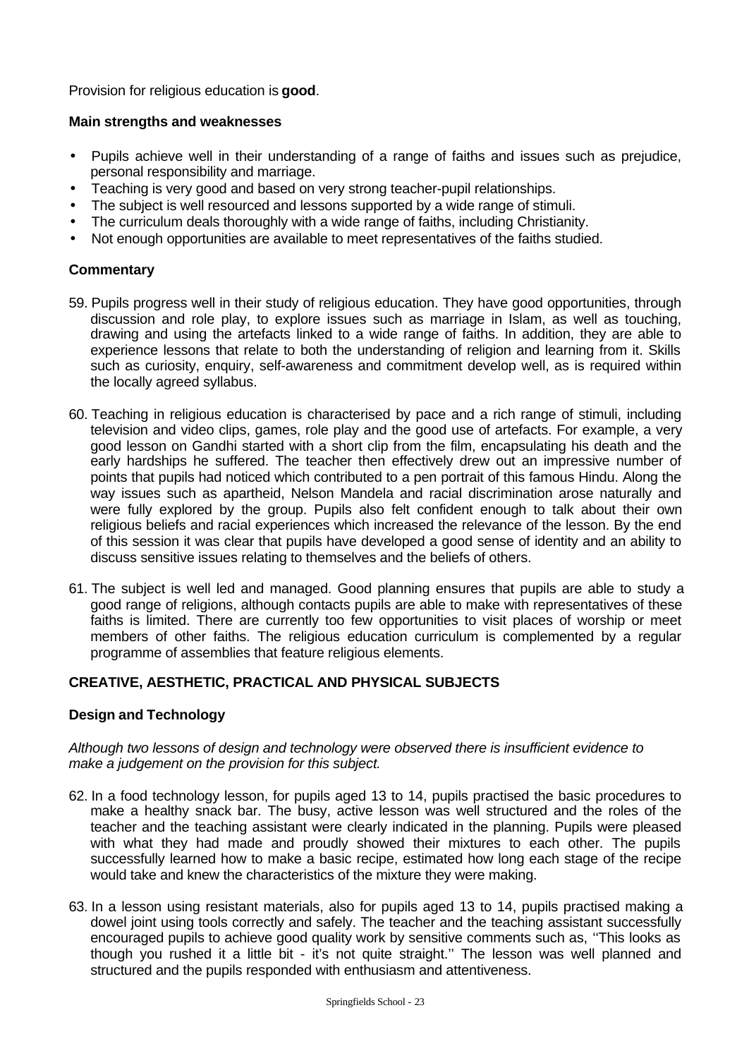Provision for religious education is **good**.

**Main strengths and weaknesses**

- Pupils achieve well in their understanding of a range of faiths and issues such as prejudice, personal responsibility and marriage.
- Teaching is very good and based on very strong teacher-pupil relationships.
- The subject is well resourced and lessons supported by a wide range of stimuli.
- The curriculum deals thoroughly with a wide range of faiths, including Christianity.
- Not enough opportunities are available to meet representatives of the faiths studied.

**Commentary**

59. Pupils progress well in their study of religious education. They have good opportunities, through discussion and role play, to explore issues such as marriage in Islam, as well as touching, drawing and using the artefacts linked to a wide range of faiths. In addition, they are able to experience lessons that relate to both the understanding of religion and learning from it. Skills such as curiosity, enquiry, self-awareness and commitment develop well, as is required within the locally agreed syllabus.

60. Teaching in religious education is characterised by pace and a rich range of stimuli, including television and video clips, games, role play and the good use of artefacts. For example, a very good lesson on Gandhi started with a short clip from the film, encapsulating his death and the early hardships he suffered. The teacher then effectively drew out an impressive number of points that pupils had noticed which contributed to a pen portrait of this famous Hindu. Along the way issues such as apartheid, Nelson Mandela and racial discrimination arose naturally and were fully explored by the group. Pupils also felt confident enough to talk about their own religious beliefs and racial experiences which increased the relevance of the lesson. By the end of this session it was clear that pupils have developed a good sense of identity and an ability to discuss sensitive issues relating to themselves and the beliefs of others.

61. The subject is well led and managed. Good planning ensures that pupils are able to study a good range of religions, although contacts pupils are able to make with representatives of these faiths is limited. There are currently too few opportunities to visit places of worship or meet members of other faiths. The religious education curriculum is complemented by a regular programme of assemblies that feature religious elements.

## CREATIVE, AESTHETIC, PRACTICAL AND PHYSICAL SUBJECTS

### Design and Technology

*Although two lessons of design and technology were observed there is insufficient evidence to make a judgement on the provision for this subject.*

62. In a food technology lesson, for pupils aged 13 to 14, pupils practised the basic procedures to make a healthy snack bar. The busy, active lesson was well structured and the roles of the teacher and the teaching assistant were clearly indicated in the planning. Pupils were pleased with what they had made and proudly showed their mixtures to each other. The pupils successfully learned how to make a basic recipe, estimated how long each stage of the recipe would take and knew the characteristics of the mixture they were making.

63. In a lesson using resistant materials, also for pupils aged 13 to 14, pupils practised making a dowel joint using tools correctly and safely. The teacher and the teaching assistant successfully encouraged pupils to achieve good quality work by sensitive comments such as, ''This looks as though you rushed it a little bit - it's not quite straight.'' The lesson was well planned and structured and the pupils responded with enthusiasm and attentiveness.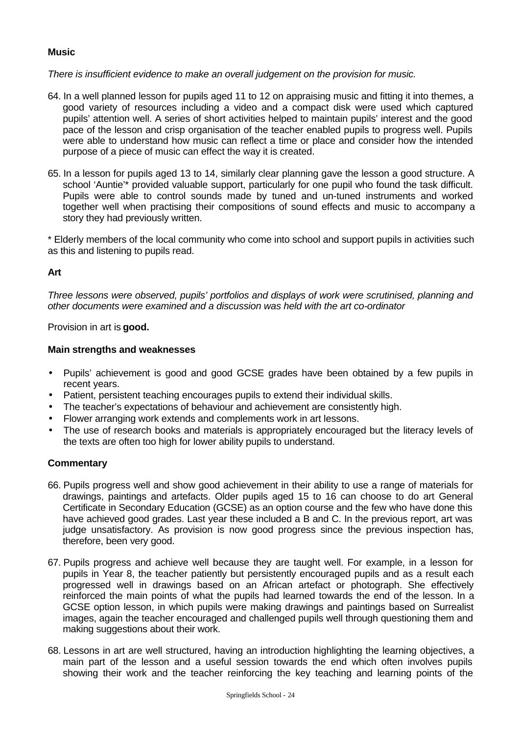**Music**

*There is insufficient evidence to make an overall judgement on the provision for music.*

64. In a well planned lesson for pupils aged 11 to 12 on appraising music and fitting it into themes, a good variety of resources including a video and a compact disk were used which captured pupils' attention well. A series of short activities helped to maintain pupils' interest and the good pace of the lesson and crisp organisation of the teacher enabled pupils to progress well. Pupils were able to understand how music can reflect a time or place and consider how the intended purpose of a piece of music can effect the way it is created.

65. In a lesson for pupils aged 13 to 14, similarly clear planning gave the lesson a good structure. A school 'Auntie'* provided valuable support, particularly for one pupil who found the task difficult. Pupils were able to control sounds made by tuned and un-tuned instruments and worked together well when practising their compositions of sound effects and music to accompany a story they had previously written.

\* Elderly members of the local community who come into school and support pupils in activities such as this and listening to pupils read.

**Art**

*Three lessons were observed, pupils' portfolios and displays of work were scrutinised, planning and other documents were examined and a discussion was held with the art co-ordinator*

Provision in art is **good.**

**Main strengths and weaknesses**

- Pupils' achievement is good and good GCSE grades have been obtained by a few pupils in recent years.
- Patient, persistent teaching encourages pupils to extend their individual skills.
- The teacher's expectations of behaviour and achievement are consistently high.
- Flower arranging work extends and complements work in art lessons.
- The use of research books and materials is appropriately encouraged but the literacy levels of the texts are often too high for lower ability pupils to understand.

**Commentary**

66. Pupils progress well and show good achievement in their ability to use a range of materials for drawings, paintings and artefacts. Older pupils aged 15 to 16 can choose to do art General Certificate in Secondary Education (GCSE) as an option course and the few who have done this have achieved good grades. Last year these included a B and C. In the previous report, art was judge unsatisfactory. As provision is now good progress since the previous inspection has, therefore, been very good.

67. Pupils progress and achieve well because they are taught well. For example, in a lesson for pupils in Year 8, the teacher patiently but persistently encouraged pupils and as a result each progressed well in drawings based on an African artefact or photograph. She effectively reinforced the main points of what the pupils had learned towards the end of the lesson. In a GCSE option lesson, in which pupils were making drawings and paintings based on Surrealist images, again the teacher encouraged and challenged pupils well through questioning them and making suggestions about their work.

68. Lessons in art are well structured, having an introduction highlighting the learning objectives, a main part of the lesson and a useful session towards the end which often involves pupils showing their work and the teacher reinforcing the key teaching and learning points of the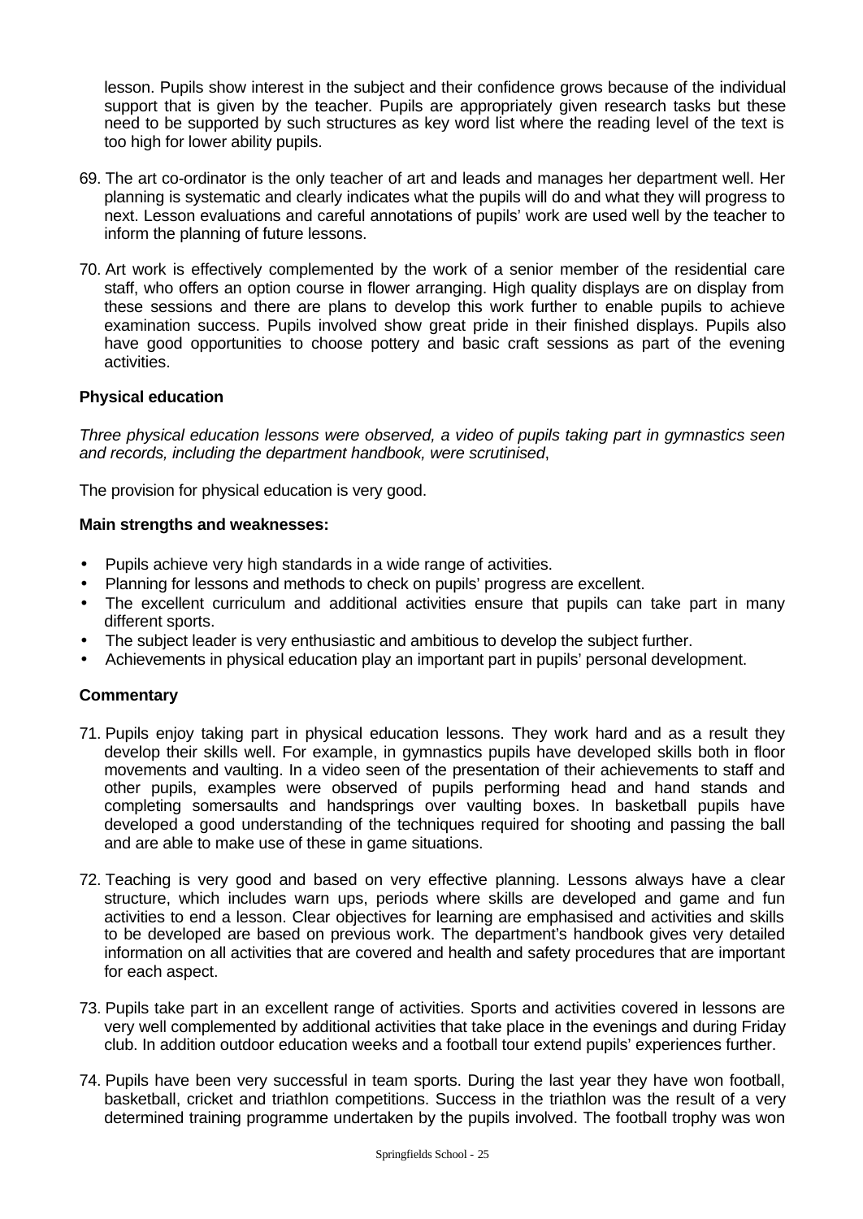lesson. Pupils show interest in the subject and their confidence grows because of the individual support that is given by the teacher. Pupils are appropriately given research tasks but these need to be supported by such structures as key word list where the reading level of the text is too high for lower ability pupils.

69. The art co-ordinator is the only teacher of art and leads and manages her department well. Her planning is systematic and clearly indicates what the pupils will do and what they will progress to next. Lesson evaluations and careful annotations of pupils' work are used well by the teacher to inform the planning of future lessons.

70. Art work is effectively complemented by the work of a senior member of the residential care staff, who offers an option course in flower arranging. High quality displays are on display from these sessions and there are plans to develop this work further to enable pupils to achieve examination success. Pupils involved show great pride in their finished displays. Pupils also have good opportunities to choose pottery and basic craft sessions as part of the evening activities.

**Physical education**

*Three physical education lessons were observed, a video of pupils taking part in gymnastics seen and records, including the department handbook, were scrutinised*,

The provision for physical education is very good.

**Main strengths and weaknesses:**

- Pupils achieve very high standards in a wide range of activities.
- Planning for lessons and methods to check on pupils' progress are excellent.
- The excellent curriculum and additional activities ensure that pupils can take part in many different sports.
- The subject leader is very enthusiastic and ambitious to develop the subject further.
- Achievements in physical education play an important part in pupils' personal development.

**Commentary**

71. Pupils enjoy taking part in physical education lessons. They work hard and as a result they develop their skills well. For example, in gymnastics pupils have developed skills both in floor movements and vaulting. In a video seen of the presentation of their achievements to staff and other pupils, examples were observed of pupils performing head and hand stands and completing somersaults and handsprings over vaulting boxes. In basketball pupils have developed a good understanding of the techniques required for shooting and passing the ball and are able to make use of these in game situations.

72. Teaching is very good and based on very effective planning. Lessons always have a clear structure, which includes warn ups, periods where skills are developed and game and fun activities to end a lesson. Clear objectives for learning are emphasised and activities and skills to be developed are based on previous work. The department's handbook gives very detailed information on all activities that are covered and health and safety procedures that are important for each aspect.

73. Pupils take part in an excellent range of activities. Sports and activities covered in lessons are very well complemented by additional activities that take place in the evenings and during Friday club. In addition outdoor education weeks and a football tour extend pupils' experiences further.

74. Pupils have been very successful in team sports. During the last year they have won football, basketball, cricket and triathlon competitions. Success in the triathlon was the result of a very determined training programme undertaken by the pupils involved. The football trophy was won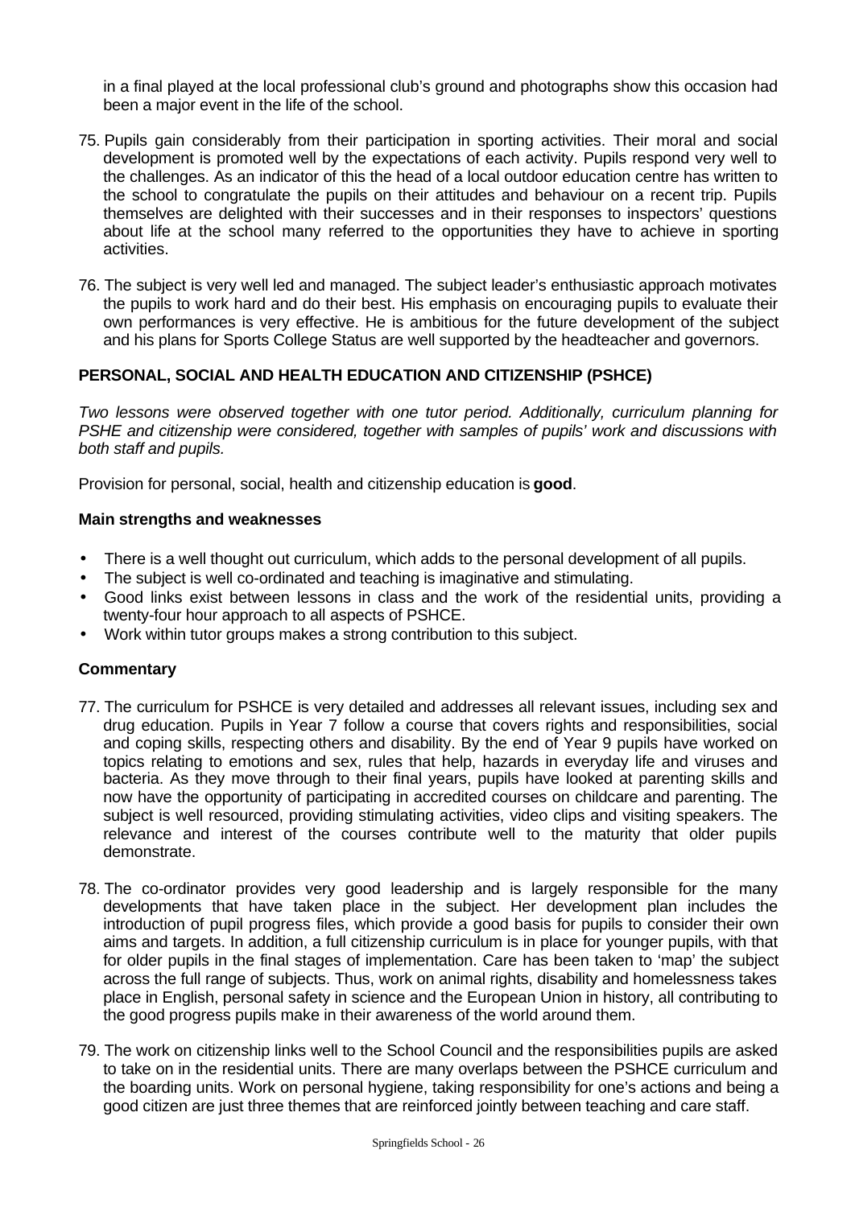in a final played at the local professional club's ground and photographs show this occasion had been a major event in the life of the school.

75. Pupils gain considerably from their participation in sporting activities. Their moral and social development is promoted well by the expectations of each activity. Pupils respond very well to the challenges. As an indicator of this the head of a local outdoor education centre has written to the school to congratulate the pupils on their attitudes and behaviour on a recent trip. Pupils themselves are delighted with their successes and in their responses to inspectors' questions about life at the school many referred to the opportunities they have to achieve in sporting activities.

76. The subject is very well led and managed. The subject leader's enthusiastic approach motivates the pupils to work hard and do their best. His emphasis on encouraging pupils to evaluate their own performances is very effective. He is ambitious for the future development of the subject and his plans for Sports College Status are well supported by the headteacher and governors.

## PERSONAL, SOCIAL AND HEALTH EDUCATION AND CITIZENSHIP (PSHCE)

*Two lessons were observed together with one tutor period. Additionally, curriculum planning for PSHE and citizenship were considered, together with samples of pupils' work and discussions with both staff and pupils.*

Provision for personal, social, health and citizenship education is **good**.

### Main strengths and weaknesses

- There is a well thought out curriculum, which adds to the personal development of all pupils.
- The subject is well co-ordinated and teaching is imaginative and stimulating.
- Good links exist between lessons in class and the work of the residential units, providing a twenty-four hour approach to all aspects of PSHCE.
- Work within tutor groups makes a strong contribution to this subject.

### Commentary

77. The curriculum for PSHCE is very detailed and addresses all relevant issues, including sex and drug education. Pupils in Year 7 follow a course that covers rights and responsibilities, social and coping skills, respecting others and disability. By the end of Year 9 pupils have worked on topics relating to emotions and sex, rules that help, hazards in everyday life and viruses and bacteria. As they move through to their final years, pupils have looked at parenting skills and now have the opportunity of participating in accredited courses on childcare and parenting. The subject is well resourced, providing stimulating activities, video clips and visiting speakers. The relevance and interest of the courses contribute well to the maturity that older pupils demonstrate.

78. The co-ordinator provides very good leadership and is largely responsible for the many developments that have taken place in the subject. Her development plan includes the introduction of pupil progress files, which provide a good basis for pupils to consider their own aims and targets. In addition, a full citizenship curriculum is in place for younger pupils, with that for older pupils in the final stages of implementation. Care has been taken to 'map' the subject across the full range of subjects. Thus, work on animal rights, disability and homelessness takes place in English, personal safety in science and the European Union in history, all contributing to the good progress pupils make in their awareness of the world around them.

79. The work on citizenship links well to the School Council and the responsibilities pupils are asked to take on in the residential units. There are many overlaps between the PSHCE curriculum and the boarding units. Work on personal hygiene, taking responsibility for one's actions and being a good citizen are just three themes that are reinforced jointly between teaching and care staff.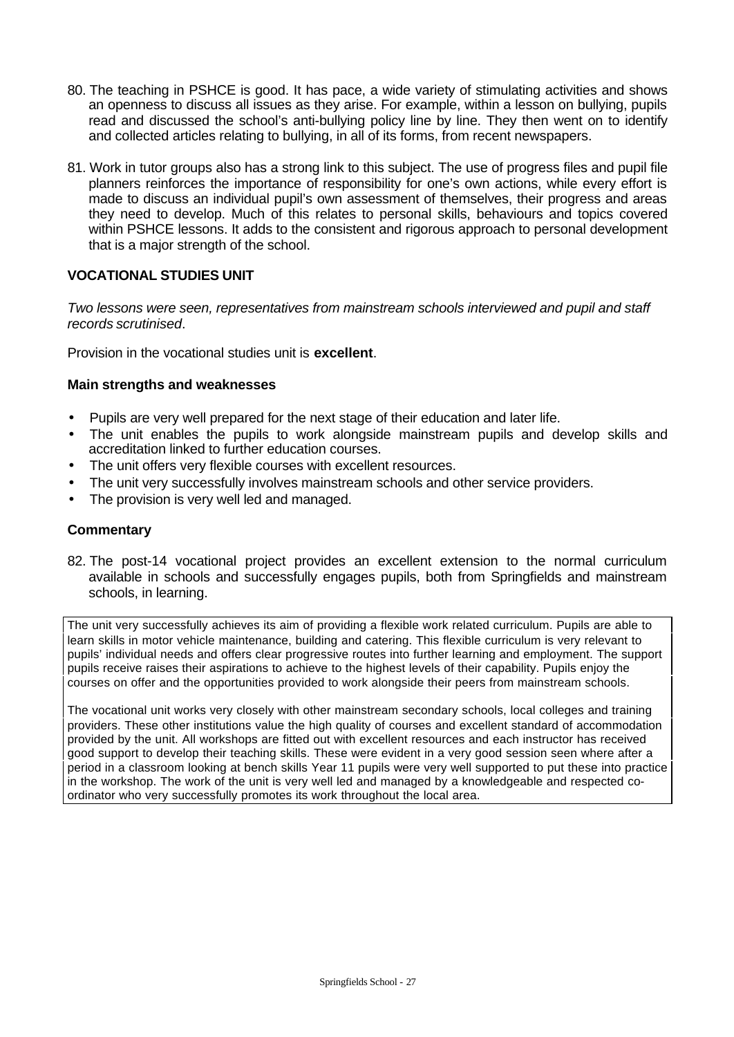80. The teaching in PSHCE is good. It has pace, a wide variety of stimulating activities and shows an openness to discuss all issues as they arise. For example, within a lesson on bullying, pupils read and discussed the school's anti-bullying policy line by line. They then went on to identify and collected articles relating to bullying, in all of its forms, from recent newspapers.

81. Work in tutor groups also has a strong link to this subject. The use of progress files and pupil file planners reinforces the importance of responsibility for one's own actions, while every effort is made to discuss an individual pupil's own assessment of themselves, their progress and areas they need to develop. Much of this relates to personal skills, behaviours and topics covered within PSHCE lessons. It adds to the consistent and rigorous approach to personal development that is a major strength of the school.

### VOCATIONAL STUDIES UNIT

*Two lessons were seen, representatives from mainstream schools interviewed and pupil and staff records scrutinised*.

Provision in the vocational studies unit is **excellent**.

#### Main strengths and weaknesses

- Pupils are very well prepared for the next stage of their education and later life.
- The unit enables the pupils to work alongside mainstream pupils and develop skills and accreditation linked to further education courses.
- The unit offers very flexible courses with excellent resources.
- The unit very successfully involves mainstream schools and other service providers.
- The provision is very well led and managed.

#### Commentary

82. The post-14 vocational project provides an excellent extension to the normal curriculum available in schools and successfully engages pupils, both from Springfields and mainstream schools, in learning.

The unit very successfully achieves its aim of providing a flexible work related curriculum. Pupils are able to learn skills in motor vehicle maintenance, building and catering. This flexible curriculum is very relevant to pupils' individual needs and offers clear progressive routes into further learning and employment. The support pupils receive raises their aspirations to achieve to the highest levels of their capability. Pupils enjoy the courses on offer and the opportunities provided to work alongside their peers from mainstream schools.

The vocational unit works very closely with other mainstream secondary schools, local colleges and training providers. These other institutions value the high quality of courses and excellent standard of accommodation provided by the unit. All workshops are fitted out with excellent resources and each instructor has received good support to develop their teaching skills. These were evident in a very good session seen where after a period in a classroom looking at bench skills Year 11 pupils were very well supported to put these into practice in the workshop. The work of the unit is very well led and managed by a knowledgeable and respected co-ordinator who very successfully promotes its work throughout the local area.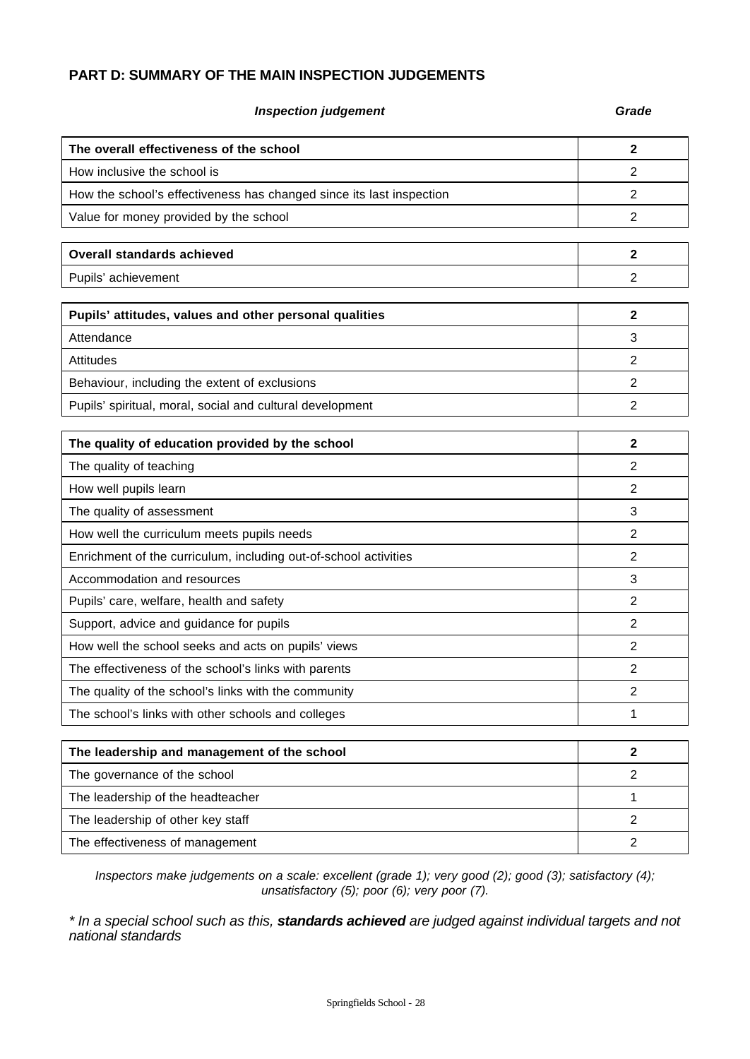## PART D: SUMMARY OF THE MAIN INSPECTION JUDGEMENTS

| *Inspection judgement* | *Grade* |
|---|---|
| **The overall effectiveness of the school** | **2** |
| How inclusive the school is | 2 |
| How the school's effectiveness has changed since its last inspection | 2 |
| Value for money provided by the school | 2 |
| **Overall standards achieved** | **2** |
| Pupils' achievement | 2 |
| **Pupils' attitudes, values and other personal qualities** | **2** |
| Attendance | 3 |
| Attitudes | 2 |
| Behaviour, including the extent of exclusions | 2 |
| Pupils' spiritual, moral, social and cultural development | 2 |
| **The quality of education provided by the school** | **2** |
| The quality of teaching | 2 |
| How well pupils learn | 2 |
| The quality of assessment | 3 |
| How well the curriculum meets pupils needs | 2 |
| Enrichment of the curriculum, including out-of-school activities | 2 |
| Accommodation and resources | 3 |
| Pupils' care, welfare, health and safety | 2 |
| Support, advice and guidance for pupils | 2 |
| How well the school seeks and acts on pupils' views | 2 |
| The effectiveness of the school's links with parents | 2 |
| The quality of the school's links with the community | 2 |
| The school's links with other schools and colleges | 1 |
| **The leadership and management of the school** | **2** |
| The governance of the school | 2 |
| The leadership of the headteacher | 1 |
| The leadership of other key staff | 2 |
| The effectiveness of management | 2 |

*Inspectors make judgements on a scale: excellent (grade 1); very good (2); good (3); satisfactory (4); unsatisfactory (5); poor (6); very poor (7).*

*\* In a special school such as this, **standards achieved** are judged against individual targets and not national standards*